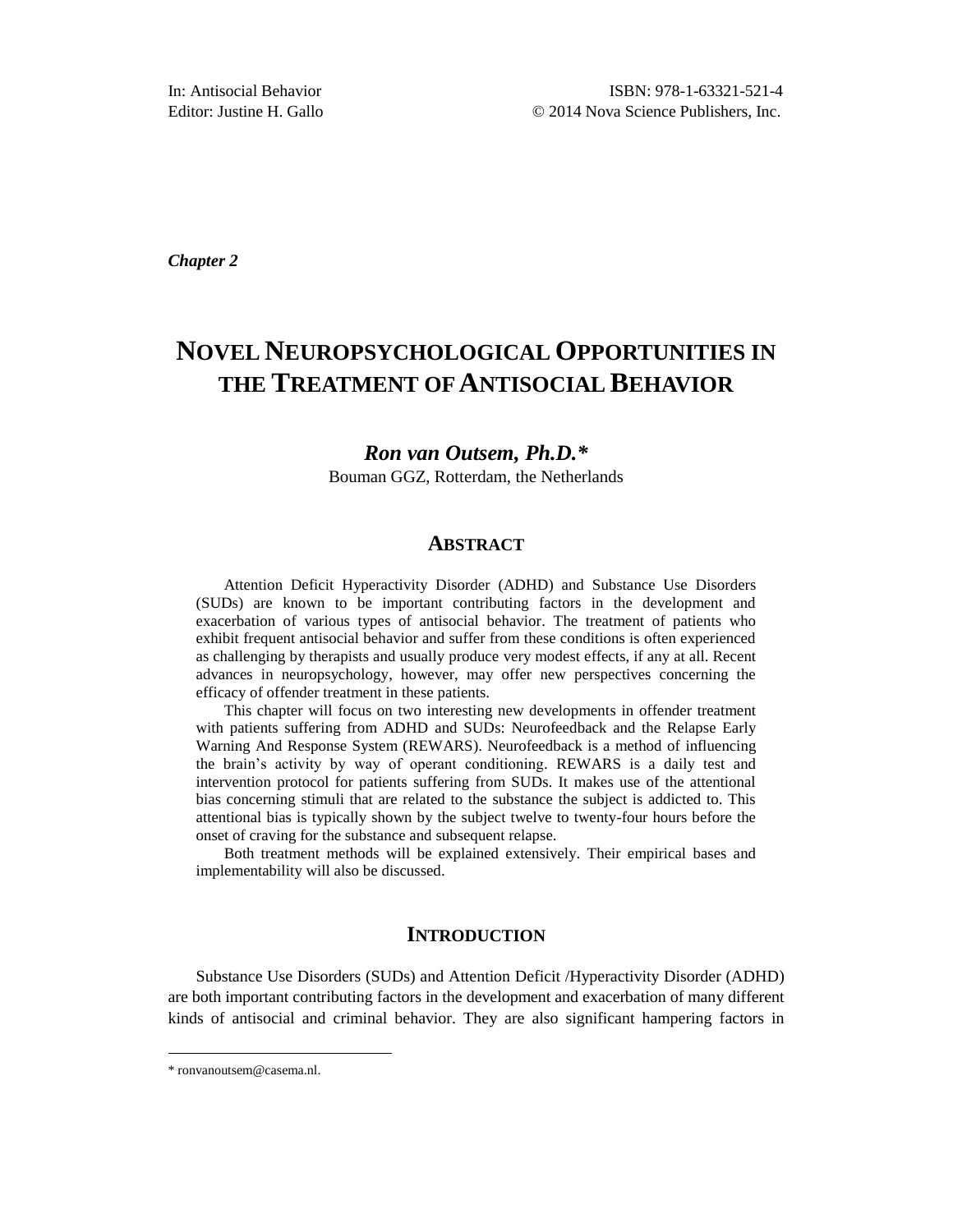In: Antisocial Behavior
Editor: Justine H. Gallo

ISBN: 978-1-63321-521-4
© 2014 Nova Science Publishers, Inc.

***Chapter 2***

# NOVEL NEUROPSYCHOLOGICAL OPPORTUNITIES IN THE TREATMENT OF ANTISOCIAL BEHAVIOR

***Ron van Outsem, Ph.D.****

Bouman GGZ, Rotterdam, the Netherlands

## ABSTRACT

Attention Deficit Hyperactivity Disorder (ADHD) and Substance Use Disorders (SUDs) are known to be important contributing factors in the development and exacerbation of various types of antisocial behavior. The treatment of patients who exhibit frequent antisocial behavior and suffer from these conditions is often experienced as challenging by therapists and usually produce very modest effects, if any at all. Recent advances in neuropsychology, however, may offer new perspectives concerning the efficacy of offender treatment in these patients.

This chapter will focus on two interesting new developments in offender treatment with patients suffering from ADHD and SUDs: Neurofeedback and the Relapse Early Warning And Response System (REWARS). Neurofeedback is a method of influencing the brain's activity by way of operant conditioning. REWARS is a daily test and intervention protocol for patients suffering from SUDs. It makes use of the attentional bias concerning stimuli that are related to the substance the subject is addicted to. This attentional bias is typically shown by the subject twelve to twenty-four hours before the onset of craving for the substance and subsequent relapse.

Both treatment methods will be explained extensively. Their empirical bases and implementability will also be discussed.

## INTRODUCTION

Substance Use Disorders (SUDs) and Attention Deficit /Hyperactivity Disorder (ADHD) are both important contributing factors in the development and exacerbation of many different kinds of antisocial and criminal behavior. They are also significant hampering factors in

---

* ronvanoutsem@casema.nl.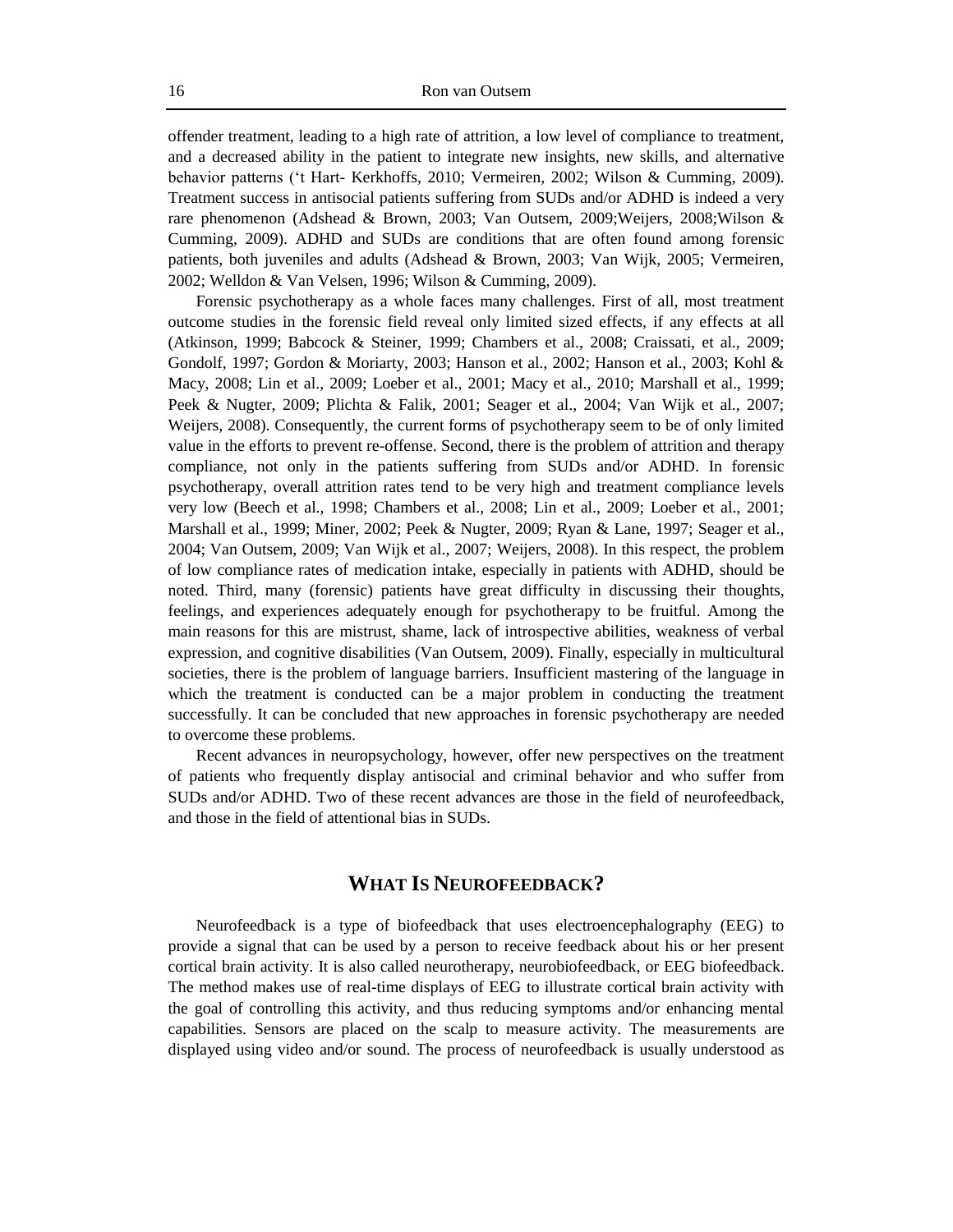offender treatment, leading to a high rate of attrition, a low level of compliance to treatment, and a decreased ability in the patient to integrate new insights, new skills, and alternative behavior patterns (‘t Hart- Kerkhoffs, 2010; Vermeiren, 2002; Wilson & Cumming, 2009). Treatment success in antisocial patients suffering from SUDs and/or ADHD is indeed a very rare phenomenon (Adshead & Brown, 2003; Van Outsem, 2009;Weijers, 2008;Wilson & Cumming, 2009). ADHD and SUDs are conditions that are often found among forensic patients, both juveniles and adults (Adshead & Brown, 2003; Van Wijk, 2005; Vermeiren, 2002; Welldon & Van Velsen, 1996; Wilson & Cumming, 2009).

Forensic psychotherapy as a whole faces many challenges. First of all, most treatment outcome studies in the forensic field reveal only limited sized effects, if any effects at all (Atkinson, 1999; Babcock & Steiner, 1999; Chambers et al., 2008; Craissati, et al., 2009; Gondolf, 1997; Gordon & Moriarty, 2003; Hanson et al., 2002; Hanson et al., 2003; Kohl & Macy, 2008; Lin et al., 2009; Loeber et al., 2001; Macy et al., 2010; Marshall et al., 1999; Peek & Nugter, 2009; Plichta & Falik, 2001; Seager et al., 2004; Van Wijk et al., 2007; Weijers, 2008). Consequently, the current forms of psychotherapy seem to be of only limited value in the efforts to prevent re-offense. Second, there is the problem of attrition and therapy compliance, not only in the patients suffering from SUDs and/or ADHD. In forensic psychotherapy, overall attrition rates tend to be very high and treatment compliance levels very low (Beech et al., 1998; Chambers et al., 2008; Lin et al., 2009; Loeber et al., 2001; Marshall et al., 1999; Miner, 2002; Peek & Nugter, 2009; Ryan & Lane, 1997; Seager et al., 2004; Van Outsem, 2009; Van Wijk et al., 2007; Weijers, 2008). In this respect, the problem of low compliance rates of medication intake, especially in patients with ADHD, should be noted. Third, many (forensic) patients have great difficulty in discussing their thoughts, feelings, and experiences adequately enough for psychotherapy to be fruitful. Among the main reasons for this are mistrust, shame, lack of introspective abilities, weakness of verbal expression, and cognitive disabilities (Van Outsem, 2009). Finally, especially in multicultural societies, there is the problem of language barriers. Insufficient mastering of the language in which the treatment is conducted can be a major problem in conducting the treatment successfully. It can be concluded that new approaches in forensic psychotherapy are needed to overcome these problems.

Recent advances in neuropsychology, however, offer new perspectives on the treatment of patients who frequently display antisocial and criminal behavior and who suffer from SUDs and/or ADHD. Two of these recent advances are those in the field of neurofeedback, and those in the field of attentional bias in SUDs.

## WHAT IS NEUROFEEDBACK?

Neurofeedback is a type of biofeedback that uses electroencephalography (EEG) to provide a signal that can be used by a person to receive feedback about his or her present cortical brain activity. It is also called neurotherapy, neurobiofeedback, or EEG biofeedback. The method makes use of real-time displays of EEG to illustrate cortical brain activity with the goal of controlling this activity, and thus reducing symptoms and/or enhancing mental capabilities. Sensors are placed on the scalp to measure activity. The measurements are displayed using video and/or sound. The process of neurofeedback is usually understood as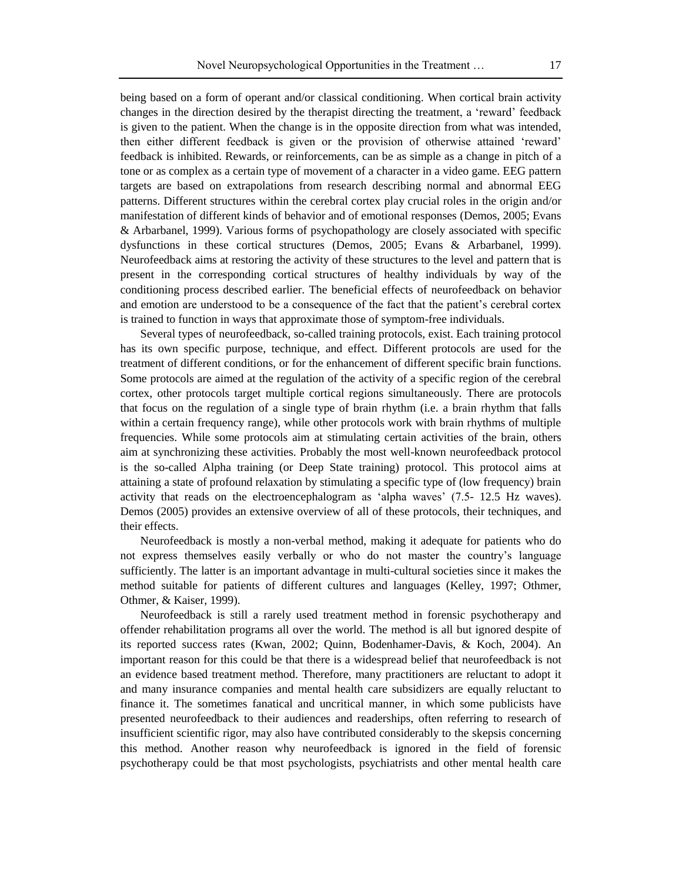being based on a form of operant and/or classical conditioning. When cortical brain activity changes in the direction desired by the therapist directing the treatment, a 'reward' feedback is given to the patient. When the change is in the opposite direction from what was intended, then either different feedback is given or the provision of otherwise attained 'reward' feedback is inhibited. Rewards, or reinforcements, can be as simple as a change in pitch of a tone or as complex as a certain type of movement of a character in a video game. EEG pattern targets are based on extrapolations from research describing normal and abnormal EEG patterns. Different structures within the cerebral cortex play crucial roles in the origin and/or manifestation of different kinds of behavior and of emotional responses (Demos, 2005; Evans & Arbarbanel, 1999). Various forms of psychopathology are closely associated with specific dysfunctions in these cortical structures (Demos, 2005; Evans & Arbarbanel, 1999). Neurofeedback aims at restoring the activity of these structures to the level and pattern that is present in the corresponding cortical structures of healthy individuals by way of the conditioning process described earlier. The beneficial effects of neurofeedback on behavior and emotion are understood to be a consequence of the fact that the patient's cerebral cortex is trained to function in ways that approximate those of symptom-free individuals.

Several types of neurofeedback, so-called training protocols, exist. Each training protocol has its own specific purpose, technique, and effect. Different protocols are used for the treatment of different conditions, or for the enhancement of different specific brain functions. Some protocols are aimed at the regulation of the activity of a specific region of the cerebral cortex, other protocols target multiple cortical regions simultaneously. There are protocols that focus on the regulation of a single type of brain rhythm (i.e. a brain rhythm that falls within a certain frequency range), while other protocols work with brain rhythms of multiple frequencies. While some protocols aim at stimulating certain activities of the brain, others aim at synchronizing these activities. Probably the most well-known neurofeedback protocol is the so-called Alpha training (or Deep State training) protocol. This protocol aims at attaining a state of profound relaxation by stimulating a specific type of (low frequency) brain activity that reads on the electroencephalogram as 'alpha waves' (7.5- 12.5 Hz waves). Demos (2005) provides an extensive overview of all of these protocols, their techniques, and their effects.

Neurofeedback is mostly a non-verbal method, making it adequate for patients who do not express themselves easily verbally or who do not master the country's language sufficiently. The latter is an important advantage in multi-cultural societies since it makes the method suitable for patients of different cultures and languages (Kelley, 1997; Othmer, Othmer, & Kaiser, 1999).

Neurofeedback is still a rarely used treatment method in forensic psychotherapy and offender rehabilitation programs all over the world. The method is all but ignored despite of its reported success rates (Kwan, 2002; Quinn, Bodenhamer-Davis, & Koch, 2004). An important reason for this could be that there is a widespread belief that neurofeedback is not an evidence based treatment method. Therefore, many practitioners are reluctant to adopt it and many insurance companies and mental health care subsidizers are equally reluctant to finance it. The sometimes fanatical and uncritical manner, in which some publicists have presented neurofeedback to their audiences and readerships, often referring to research of insufficient scientific rigor, may also have contributed considerably to the skepsis concerning this method. Another reason why neurofeedback is ignored in the field of forensic psychotherapy could be that most psychologists, psychiatrists and other mental health care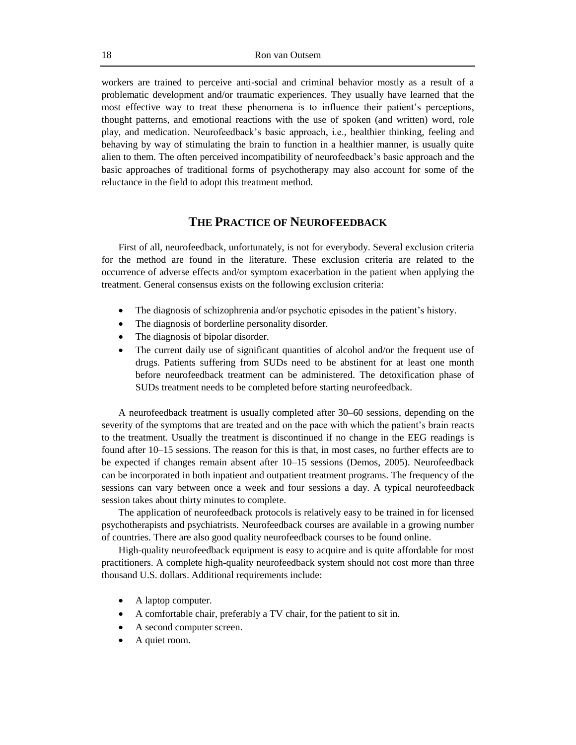workers are trained to perceive anti-social and criminal behavior mostly as a result of a problematic development and/or traumatic experiences. They usually have learned that the most effective way to treat these phenomena is to influence their patient's perceptions, thought patterns, and emotional reactions with the use of spoken (and written) word, role play, and medication. Neurofeedback's basic approach, i.e., healthier thinking, feeling and behaving by way of stimulating the brain to function in a healthier manner, is usually quite alien to them. The often perceived incompatibility of neurofeedback's basic approach and the basic approaches of traditional forms of psychotherapy may also account for some of the reluctance in the field to adopt this treatment method.

## THE PRACTICE OF NEUROFEEDBACK

First of all, neurofeedback, unfortunately, is not for everybody. Several exclusion criteria for the method are found in the literature. These exclusion criteria are related to the occurrence of adverse effects and/or symptom exacerbation in the patient when applying the treatment. General consensus exists on the following exclusion criteria:

- The diagnosis of schizophrenia and/or psychotic episodes in the patient's history.
- The diagnosis of borderline personality disorder.
- The diagnosis of bipolar disorder.
- The current daily use of significant quantities of alcohol and/or the frequent use of drugs. Patients suffering from SUDs need to be abstinent for at least one month before neurofeedback treatment can be administered. The detoxification phase of SUDs treatment needs to be completed before starting neurofeedback.

A neurofeedback treatment is usually completed after 30–60 sessions, depending on the severity of the symptoms that are treated and on the pace with which the patient's brain reacts to the treatment. Usually the treatment is discontinued if no change in the EEG readings is found after 10–15 sessions. The reason for this is that, in most cases, no further effects are to be expected if changes remain absent after 10–15 sessions (Demos, 2005). Neurofeedback can be incorporated in both inpatient and outpatient treatment programs. The frequency of the sessions can vary between once a week and four sessions a day. A typical neurofeedback session takes about thirty minutes to complete.

The application of neurofeedback protocols is relatively easy to be trained in for licensed psychotherapists and psychiatrists. Neurofeedback courses are available in a growing number of countries. There are also good quality neurofeedback courses to be found online.

High-quality neurofeedback equipment is easy to acquire and is quite affordable for most practitioners. A complete high-quality neurofeedback system should not cost more than three thousand U.S. dollars. Additional requirements include:

- A laptop computer.
- A comfortable chair, preferably a TV chair, for the patient to sit in.
- A second computer screen.
- A quiet room.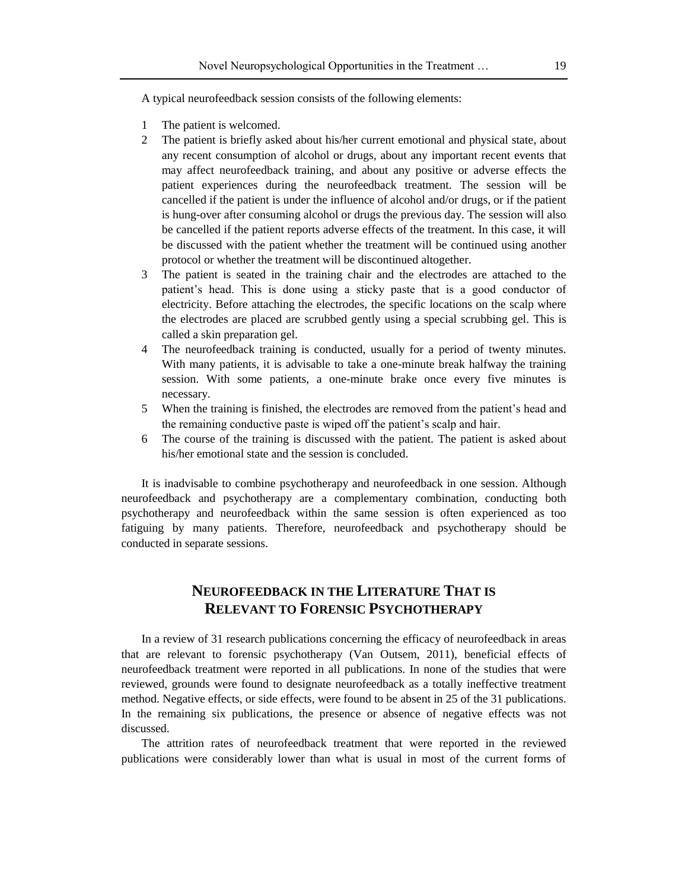A typical neurofeedback session consists of the following elements:

1. The patient is welcomed.
2. The patient is briefly asked about his/her current emotional and physical state, about any recent consumption of alcohol or drugs, about any important recent events that may affect neurofeedback training, and about any positive or adverse effects the patient experiences during the neurofeedback treatment. The session will be cancelled if the patient is under the influence of alcohol and/or drugs, or if the patient is hung-over after consuming alcohol or drugs the previous day. The session will also be cancelled if the patient reports adverse effects of the treatment. In this case, it will be discussed with the patient whether the treatment will be continued using another protocol or whether the treatment will be discontinued altogether.
3. The patient is seated in the training chair and the electrodes are attached to the patient's head. This is done using a sticky paste that is a good conductor of electricity. Before attaching the electrodes, the specific locations on the scalp where the electrodes are placed are scrubbed gently using a special scrubbing gel. This is called a skin preparation gel.
4. The neurofeedback training is conducted, usually for a period of twenty minutes. With many patients, it is advisable to take a one-minute break halfway the training session. With some patients, a one-minute brake once every five minutes is necessary.
5. When the training is finished, the electrodes are removed from the patient's head and the remaining conductive paste is wiped off the patient's scalp and hair.
6. The course of the training is discussed with the patient. The patient is asked about his/her emotional state and the session is concluded.

It is inadvisable to combine psychotherapy and neurofeedback in one session. Although neurofeedback and psychotherapy are a complementary combination, conducting both psychotherapy and neurofeedback within the same session is often experienced as too fatiguing by many patients. Therefore, neurofeedback and psychotherapy should be conducted in separate sessions.

## Neurofeedback in the Literature That is Relevant to Forensic Psychotherapy

In a review of 31 research publications concerning the efficacy of neurofeedback in areas that are relevant to forensic psychotherapy (Van Outsem, 2011), beneficial effects of neurofeedback treatment were reported in all publications. In none of the studies that were reviewed, grounds were found to designate neurofeedback as a totally ineffective treatment method. Negative effects, or side effects, were found to be absent in 25 of the 31 publications. In the remaining six publications, the presence or absence of negative effects was not discussed.

The attrition rates of neurofeedback treatment that were reported in the reviewed publications were considerably lower than what is usual in most of the current forms of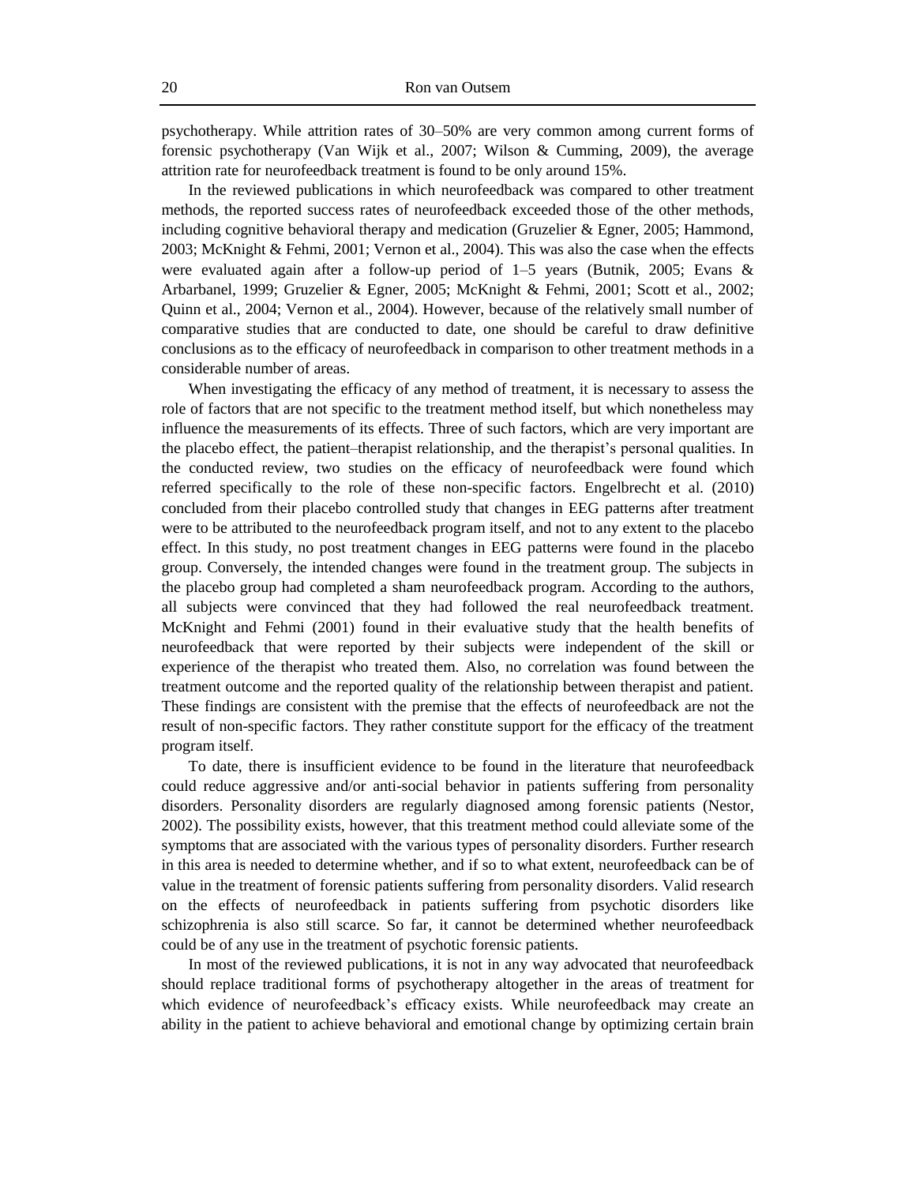psychotherapy. While attrition rates of 30–50% are very common among current forms of forensic psychotherapy (Van Wijk et al., 2007; Wilson & Cumming, 2009), the average attrition rate for neurofeedback treatment is found to be only around 15%.

In the reviewed publications in which neurofeedback was compared to other treatment methods, the reported success rates of neurofeedback exceeded those of the other methods, including cognitive behavioral therapy and medication (Gruzelier & Egner, 2005; Hammond, 2003; McKnight & Fehmi, 2001; Vernon et al., 2004). This was also the case when the effects were evaluated again after a follow-up period of 1–5 years (Butnik, 2005; Evans & Arbarbanel, 1999; Gruzelier & Egner, 2005; McKnight & Fehmi, 2001; Scott et al., 2002; Quinn et al., 2004; Vernon et al., 2004). However, because of the relatively small number of comparative studies that are conducted to date, one should be careful to draw definitive conclusions as to the efficacy of neurofeedback in comparison to other treatment methods in a considerable number of areas.

When investigating the efficacy of any method of treatment, it is necessary to assess the role of factors that are not specific to the treatment method itself, but which nonetheless may influence the measurements of its effects. Three of such factors, which are very important are the placebo effect, the patient–therapist relationship, and the therapist's personal qualities. In the conducted review, two studies on the efficacy of neurofeedback were found which referred specifically to the role of these non-specific factors. Engelbrecht et al. (2010) concluded from their placebo controlled study that changes in EEG patterns after treatment were to be attributed to the neurofeedback program itself, and not to any extent to the placebo effect. In this study, no post treatment changes in EEG patterns were found in the placebo group. Conversely, the intended changes were found in the treatment group. The subjects in the placebo group had completed a sham neurofeedback program. According to the authors, all subjects were convinced that they had followed the real neurofeedback treatment. McKnight and Fehmi (2001) found in their evaluative study that the health benefits of neurofeedback that were reported by their subjects were independent of the skill or experience of the therapist who treated them. Also, no correlation was found between the treatment outcome and the reported quality of the relationship between therapist and patient. These findings are consistent with the premise that the effects of neurofeedback are not the result of non-specific factors. They rather constitute support for the efficacy of the treatment program itself.

To date, there is insufficient evidence to be found in the literature that neurofeedback could reduce aggressive and/or anti-social behavior in patients suffering from personality disorders. Personality disorders are regularly diagnosed among forensic patients (Nestor, 2002). The possibility exists, however, that this treatment method could alleviate some of the symptoms that are associated with the various types of personality disorders. Further research in this area is needed to determine whether, and if so to what extent, neurofeedback can be of value in the treatment of forensic patients suffering from personality disorders. Valid research on the effects of neurofeedback in patients suffering from psychotic disorders like schizophrenia is also still scarce. So far, it cannot be determined whether neurofeedback could be of any use in the treatment of psychotic forensic patients.

In most of the reviewed publications, it is not in any way advocated that neurofeedback should replace traditional forms of psychotherapy altogether in the areas of treatment for which evidence of neurofeedback's efficacy exists. While neurofeedback may create an ability in the patient to achieve behavioral and emotional change by optimizing certain brain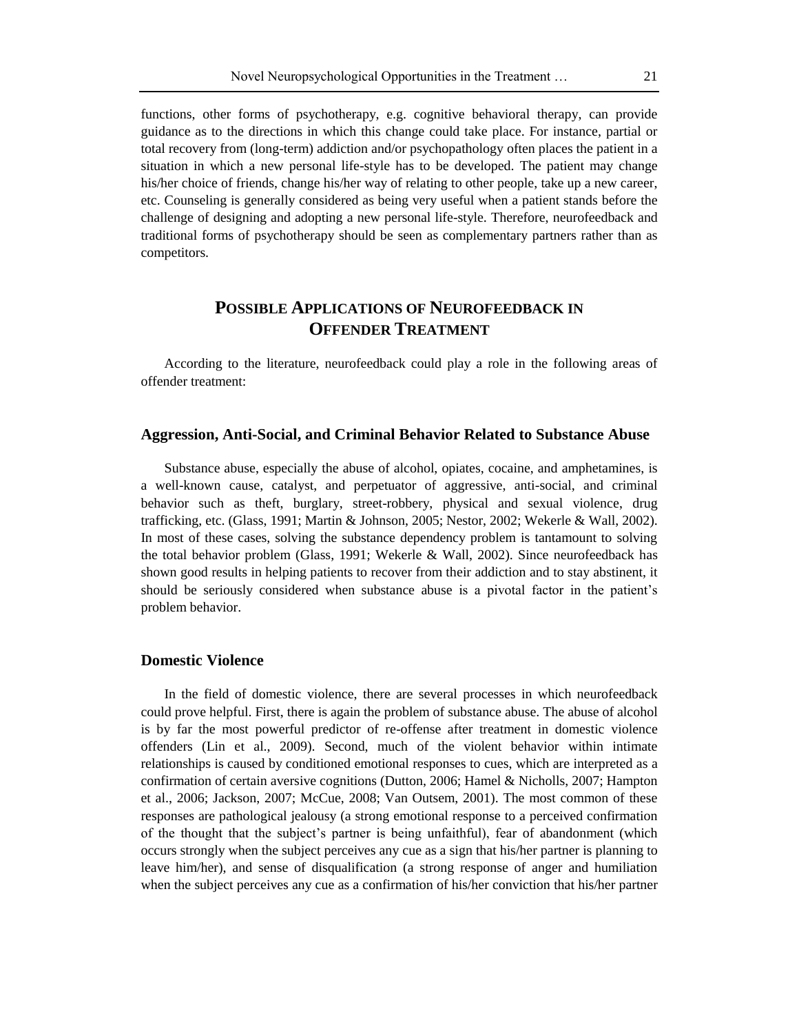functions, other forms of psychotherapy, e.g. cognitive behavioral therapy, can provide guidance as to the directions in which this change could take place. For instance, partial or total recovery from (long-term) addiction and/or psychopathology often places the patient in a situation in which a new personal life-style has to be developed. The patient may change his/her choice of friends, change his/her way of relating to other people, take up a new career, etc. Counseling is generally considered as being very useful when a patient stands before the challenge of designing and adopting a new personal life-style. Therefore, neurofeedback and traditional forms of psychotherapy should be seen as complementary partners rather than as competitors.

## POSSIBLE APPLICATIONS OF NEUROFEEDBACK IN OFFENDER TREATMENT

According to the literature, neurofeedback could play a role in the following areas of offender treatment:

### Aggression, Anti-Social, and Criminal Behavior Related to Substance Abuse

Substance abuse, especially the abuse of alcohol, opiates, cocaine, and amphetamines, is a well-known cause, catalyst, and perpetuator of aggressive, anti-social, and criminal behavior such as theft, burglary, street-robbery, physical and sexual violence, drug trafficking, etc. (Glass, 1991; Martin & Johnson, 2005; Nestor, 2002; Wekerle & Wall, 2002). In most of these cases, solving the substance dependency problem is tantamount to solving the total behavior problem (Glass, 1991; Wekerle & Wall, 2002). Since neurofeedback has shown good results in helping patients to recover from their addiction and to stay abstinent, it should be seriously considered when substance abuse is a pivotal factor in the patient's problem behavior.

### Domestic Violence

In the field of domestic violence, there are several processes in which neurofeedback could prove helpful. First, there is again the problem of substance abuse. The abuse of alcohol is by far the most powerful predictor of re-offense after treatment in domestic violence offenders (Lin et al., 2009). Second, much of the violent behavior within intimate relationships is caused by conditioned emotional responses to cues, which are interpreted as a confirmation of certain aversive cognitions (Dutton, 2006; Hamel & Nicholls, 2007; Hampton et al., 2006; Jackson, 2007; McCue, 2008; Van Outsem, 2001). The most common of these responses are pathological jealousy (a strong emotional response to a perceived confirmation of the thought that the subject's partner is being unfaithful), fear of abandonment (which occurs strongly when the subject perceives any cue as a sign that his/her partner is planning to leave him/her), and sense of disqualification (a strong response of anger and humiliation when the subject perceives any cue as a confirmation of his/her conviction that his/her partner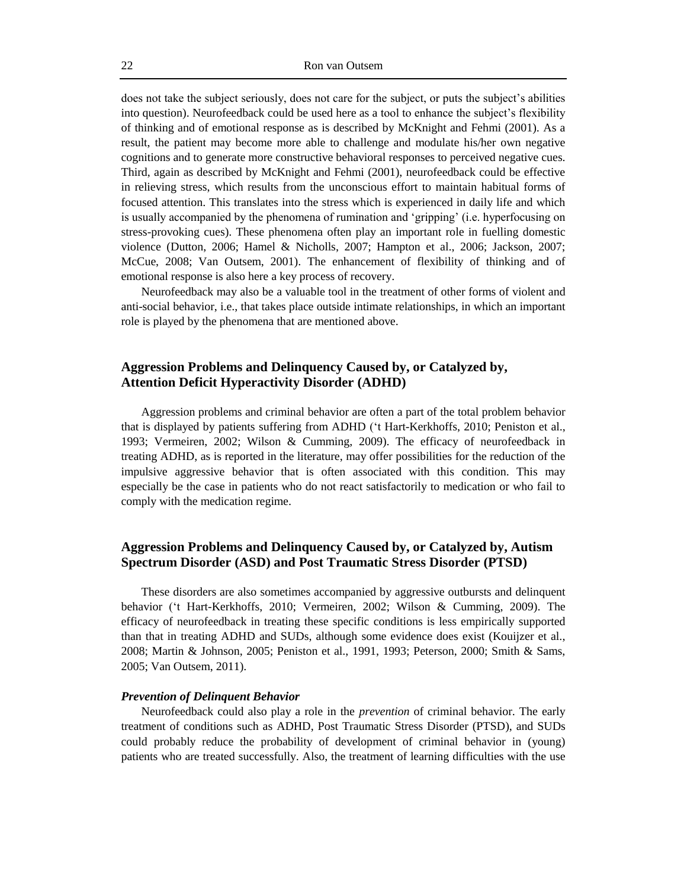does not take the subject seriously, does not care for the subject, or puts the subject's abilities into question). Neurofeedback could be used here as a tool to enhance the subject's flexibility of thinking and of emotional response as is described by McKnight and Fehmi (2001). As a result, the patient may become more able to challenge and modulate his/her own negative cognitions and to generate more constructive behavioral responses to perceived negative cues. Third, again as described by McKnight and Fehmi (2001), neurofeedback could be effective in relieving stress, which results from the unconscious effort to maintain habitual forms of focused attention. This translates into the stress which is experienced in daily life and which is usually accompanied by the phenomena of rumination and 'gripping' (i.e. hyperfocusing on stress-provoking cues). These phenomena often play an important role in fuelling domestic violence (Dutton, 2006; Hamel & Nicholls, 2007; Hampton et al., 2006; Jackson, 2007; McCue, 2008; Van Outsem, 2001). The enhancement of flexibility of thinking and of emotional response is also here a key process of recovery.

Neurofeedback may also be a valuable tool in the treatment of other forms of violent and anti-social behavior, i.e., that takes place outside intimate relationships, in which an important role is played by the phenomena that are mentioned above.

## Aggression Problems and Delinquency Caused by, or Catalyzed by, Attention Deficit Hyperactivity Disorder (ADHD)

Aggression problems and criminal behavior are often a part of the total problem behavior that is displayed by patients suffering from ADHD ('t Hart-Kerkhoffs, 2010; Peniston et al., 1993; Vermeiren, 2002; Wilson & Cumming, 2009). The efficacy of neurofeedback in treating ADHD, as is reported in the literature, may offer possibilities for the reduction of the impulsive aggressive behavior that is often associated with this condition. This may especially be the case in patients who do not react satisfactorily to medication or who fail to comply with the medication regime.

## Aggression Problems and Delinquency Caused by, or Catalyzed by, Autism Spectrum Disorder (ASD) and Post Traumatic Stress Disorder (PTSD)

These disorders are also sometimes accompanied by aggressive outbursts and delinquent behavior ('t Hart-Kerkhoffs, 2010; Vermeiren, 2002; Wilson & Cumming, 2009). The efficacy of neurofeedback in treating these specific conditions is less empirically supported than that in treating ADHD and SUDs, although some evidence does exist (Kouijzer et al., 2008; Martin & Johnson, 2005; Peniston et al., 1991, 1993; Peterson, 2000; Smith & Sams, 2005; Van Outsem, 2011).

### *Prevention of Delinquent Behavior*

Neurofeedback could also play a role in the *prevention* of criminal behavior. The early treatment of conditions such as ADHD, Post Traumatic Stress Disorder (PTSD), and SUDs could probably reduce the probability of development of criminal behavior in (young) patients who are treated successfully. Also, the treatment of learning difficulties with the use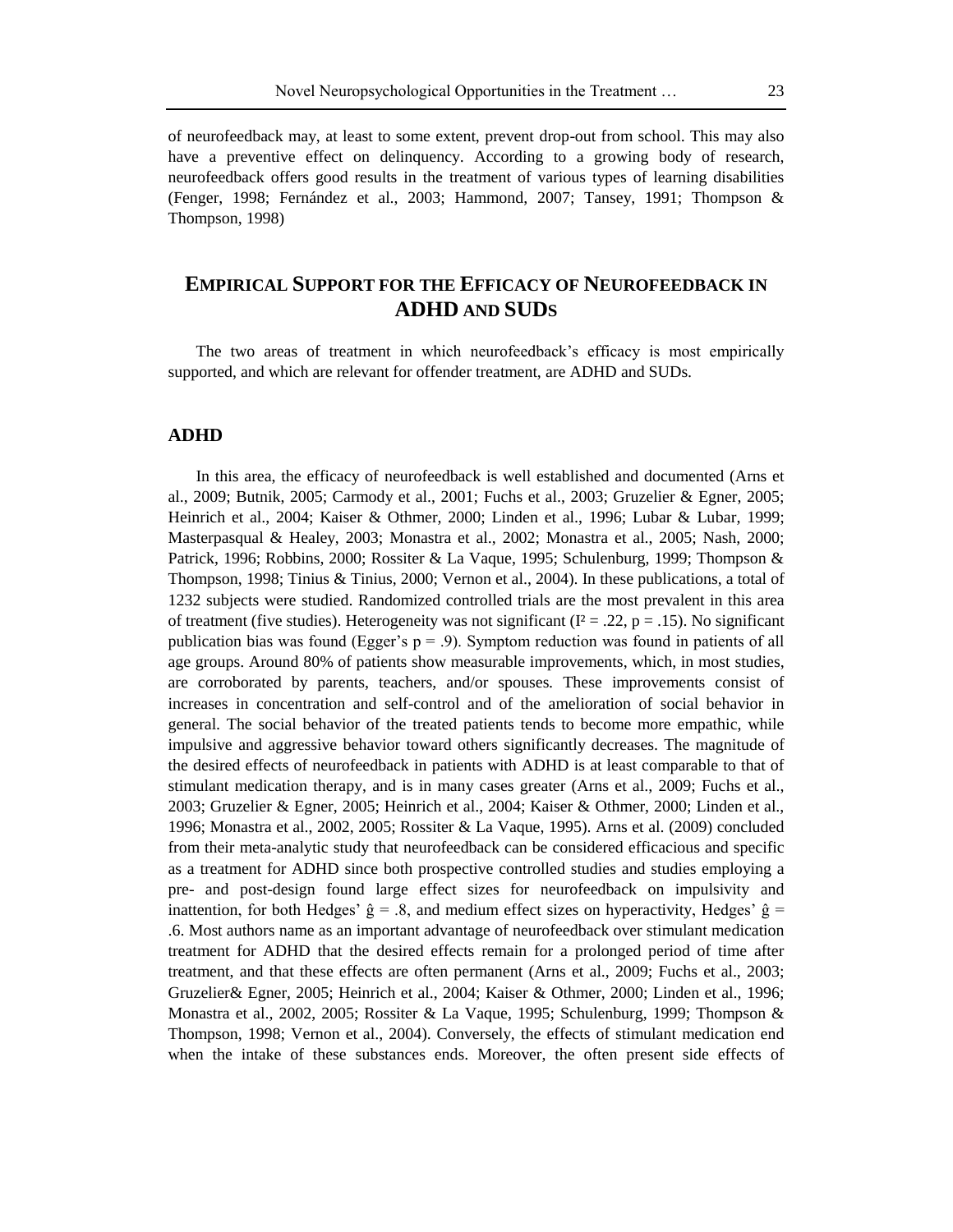of neurofeedback may, at least to some extent, prevent drop-out from school. This may also have a preventive effect on delinquency. According to a growing body of research, neurofeedback offers good results in the treatment of various types of learning disabilities (Fenger, 1998; Fernández et al., 2003; Hammond, 2007; Tansey, 1991; Thompson & Thompson, 1998)

## EMPIRICAL SUPPORT FOR THE EFFICACY OF NEUROFEEDBACK IN ADHD AND SUDS

The two areas of treatment in which neurofeedback's efficacy is most empirically supported, and which are relevant for offender treatment, are ADHD and SUDs.

### ADHD

In this area, the efficacy of neurofeedback is well established and documented (Arns et al., 2009; Butnik, 2005; Carmody et al., 2001; Fuchs et al., 2003; Gruzelier & Egner, 2005; Heinrich et al., 2004; Kaiser & Othmer, 2000; Linden et al., 1996; Lubar & Lubar, 1999; Masterpasqual & Healey, 2003; Monastra et al., 2002; Monastra et al., 2005; Nash, 2000; Patrick, 1996; Robbins, 2000; Rossiter & La Vaque, 1995; Schulenburg, 1999; Thompson & Thompson, 1998; Tinius & Tinius, 2000; Vernon et al., 2004). In these publications, a total of 1232 subjects were studied. Randomized controlled trials are the most prevalent in this area of treatment (five studies). Heterogeneity was not significant ($I^2 = .22$, $p = .15$). No significant publication bias was found (Egger's $p = .9$). Symptom reduction was found in patients of all age groups. Around 80% of patients show measurable improvements, which, in most studies, are corroborated by parents, teachers, and/or spouses. These improvements consist of increases in concentration and self-control and of the amelioration of social behavior in general. The social behavior of the treated patients tends to become more empathic, while impulsive and aggressive behavior toward others significantly decreases. The magnitude of the desired effects of neurofeedback in patients with ADHD is at least comparable to that of stimulant medication therapy, and is in many cases greater (Arns et al., 2009; Fuchs et al., 2003; Gruzelier & Egner, 2005; Heinrich et al., 2004; Kaiser & Othmer, 2000; Linden et al., 1996; Monastra et al., 2002, 2005; Rossiter & La Vaque, 1995). Arns et al. (2009) concluded from their meta-analytic study that neurofeedback can be considered efficacious and specific as a treatment for ADHD since both prospective controlled studies and studies employing a pre- and post-design found large effect sizes for neurofeedback on impulsivity and inattention, for both Hedges' $\hat{g} = .8$, and medium effect sizes on hyperactivity, Hedges' $\hat{g} = .6$. Most authors name as an important advantage of neurofeedback over stimulant medication treatment for ADHD that the desired effects remain for a prolonged period of time after treatment, and that these effects are often permanent (Arns et al., 2009; Fuchs et al., 2003; Gruzelier& Egner, 2005; Heinrich et al., 2004; Kaiser & Othmer, 2000; Linden et al., 1996; Monastra et al., 2002, 2005; Rossiter & La Vaque, 1995; Schulenburg, 1999; Thompson & Thompson, 1998; Vernon et al., 2004). Conversely, the effects of stimulant medication end when the intake of these substances ends. Moreover, the often present side effects of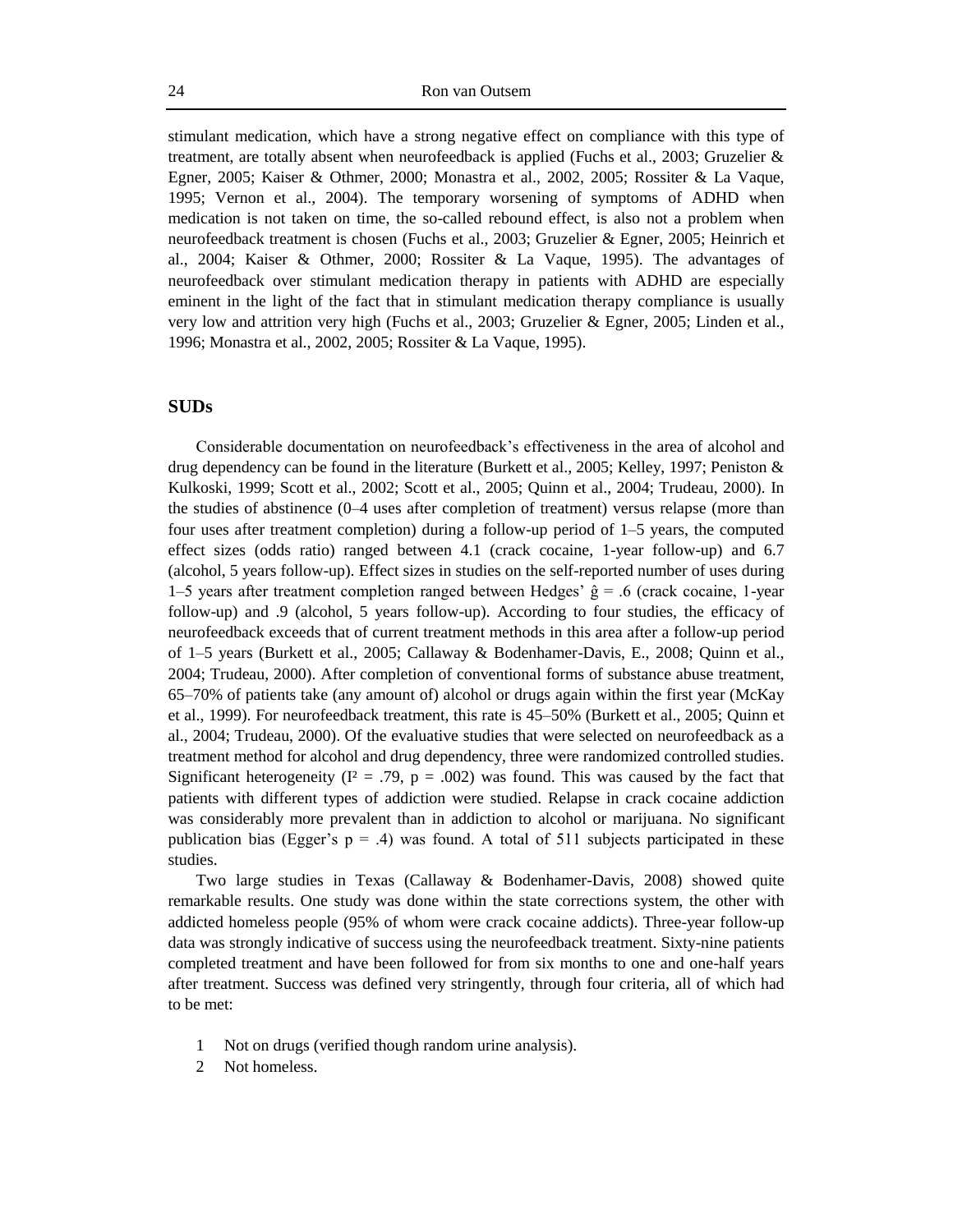stimulant medication, which have a strong negative effect on compliance with this type of treatment, are totally absent when neurofeedback is applied (Fuchs et al., 2003; Gruzelier & Egner, 2005; Kaiser & Othmer, 2000; Monastra et al., 2002, 2005; Rossiter & La Vaque, 1995; Vernon et al., 2004). The temporary worsening of symptoms of ADHD when medication is not taken on time, the so-called rebound effect, is also not a problem when neurofeedback treatment is chosen (Fuchs et al., 2003; Gruzelier & Egner, 2005; Heinrich et al., 2004; Kaiser & Othmer, 2000; Rossiter & La Vaque, 1995). The advantages of neurofeedback over stimulant medication therapy in patients with ADHD are especially eminent in the light of the fact that in stimulant medication therapy compliance is usually very low and attrition very high (Fuchs et al., 2003; Gruzelier & Egner, 2005; Linden et al., 1996; Monastra et al., 2002, 2005; Rossiter & La Vaque, 1995).

## SUDs

Considerable documentation on neurofeedback's effectiveness in the area of alcohol and drug dependency can be found in the literature (Burkett et al., 2005; Kelley, 1997; Peniston & Kulkoski, 1999; Scott et al., 2002; Scott et al., 2005; Quinn et al., 2004; Trudeau, 2000). In the studies of abstinence (0–4 uses after completion of treatment) versus relapse (more than four uses after treatment completion) during a follow-up period of 1–5 years, the computed effect sizes (odds ratio) ranged between 4.1 (crack cocaine, 1-year follow-up) and 6.7 (alcohol, 5 years follow-up). Effect sizes in studies on the self-reported number of uses during 1–5 years after treatment completion ranged between Hedges' $\hat{g} = .6$ (crack cocaine, 1-year follow-up) and .9 (alcohol, 5 years follow-up). According to four studies, the efficacy of neurofeedback exceeds that of current treatment methods in this area after a follow-up period of 1–5 years (Burkett et al., 2005; Callaway & Bodenhamer-Davis, E., 2008; Quinn et al., 2004; Trudeau, 2000). After completion of conventional forms of substance abuse treatment, 65–70% of patients take (any amount of) alcohol or drugs again within the first year (McKay et al., 1999). For neurofeedback treatment, this rate is 45–50% (Burkett et al., 2005; Quinn et al., 2004; Trudeau, 2000). Of the evaluative studies that were selected on neurofeedback as a treatment method for alcohol and drug dependency, three were randomized controlled studies. Significant heterogeneity ($I^2 = .79$, $p = .002$) was found. This was caused by the fact that patients with different types of addiction were studied. Relapse in crack cocaine addiction was considerably more prevalent than in addiction to alcohol or marijuana. No significant publication bias (Egger's $p = .4$) was found. A total of 511 subjects participated in these studies.

Two large studies in Texas (Callaway & Bodenhamer-Davis, 2008) showed quite remarkable results. One study was done within the state corrections system, the other with addicted homeless people (95% of whom were crack cocaine addicts). Three-year follow-up data was strongly indicative of success using the neurofeedback treatment. Sixty-nine patients completed treatment and have been followed for from six months to one and one-half years after treatment. Success was defined very stringently, through four criteria, all of which had to be met:

1. Not on drugs (verified though random urine analysis).
2. Not homeless.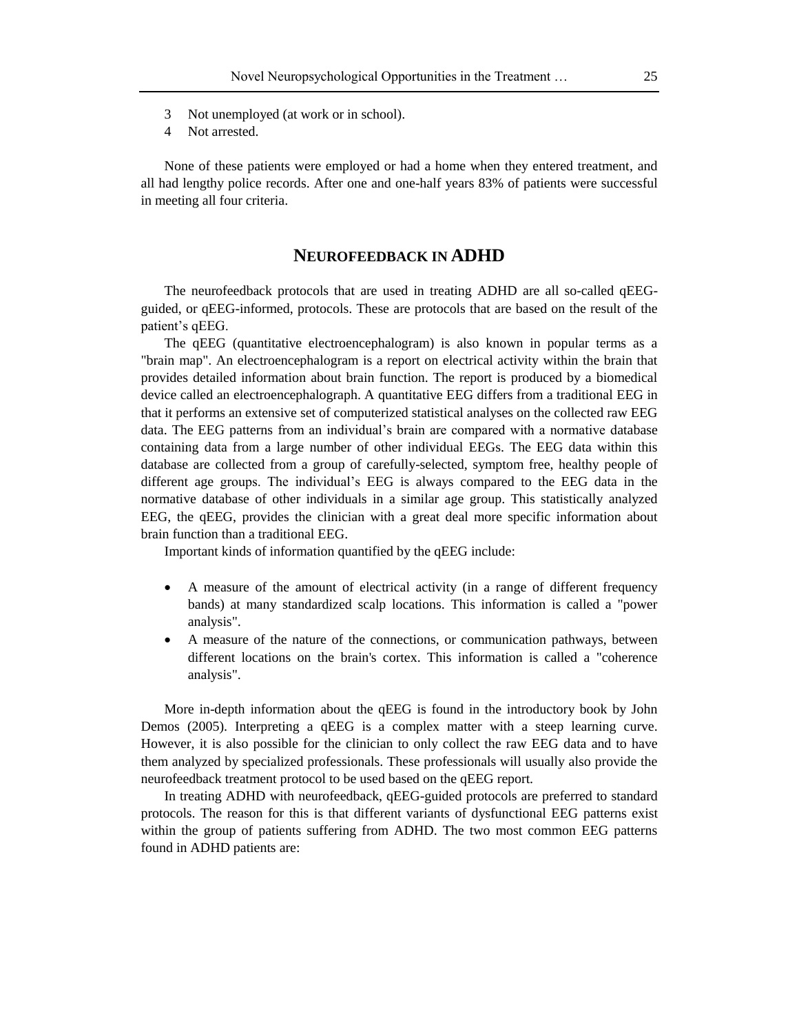3 Not unemployed (at work or in school).
4 Not arrested.

None of these patients were employed or had a home when they entered treatment, and all had lengthy police records. After one and one-half years 83% of patients were successful in meeting all four criteria.

## Neurofeedback in ADHD

The neurofeedback protocols that are used in treating ADHD are all so-called qEEG-guided, or qEEG-informed, protocols. These are protocols that are based on the result of the patient's qEEG.

The qEEG (quantitative electroencephalogram) is also known in popular terms as a "brain map". An electroencephalogram is a report on electrical activity within the brain that provides detailed information about brain function. The report is produced by a biomedical device called an electroencephalograph. A quantitative EEG differs from a traditional EEG in that it performs an extensive set of computerized statistical analyses on the collected raw EEG data. The EEG patterns from an individual's brain are compared with a normative database containing data from a large number of other individual EEGs. The EEG data within this database are collected from a group of carefully-selected, symptom free, healthy people of different age groups. The individual's EEG is always compared to the EEG data in the normative database of other individuals in a similar age group. This statistically analyzed EEG, the qEEG, provides the clinician with a great deal more specific information about brain function than a traditional EEG.

Important kinds of information quantified by the qEEG include:

- A measure of the amount of electrical activity (in a range of different frequency bands) at many standardized scalp locations. This information is called a "power analysis".
- A measure of the nature of the connections, or communication pathways, between different locations on the brain's cortex. This information is called a "coherence analysis".

More in-depth information about the qEEG is found in the introductory book by John Demos (2005). Interpreting a qEEG is a complex matter with a steep learning curve. However, it is also possible for the clinician to only collect the raw EEG data and to have them analyzed by specialized professionals. These professionals will usually also provide the neurofeedback treatment protocol to be used based on the qEEG report.

In treating ADHD with neurofeedback, qEEG-guided protocols are preferred to standard protocols. The reason for this is that different variants of dysfunctional EEG patterns exist within the group of patients suffering from ADHD. The two most common EEG patterns found in ADHD patients are: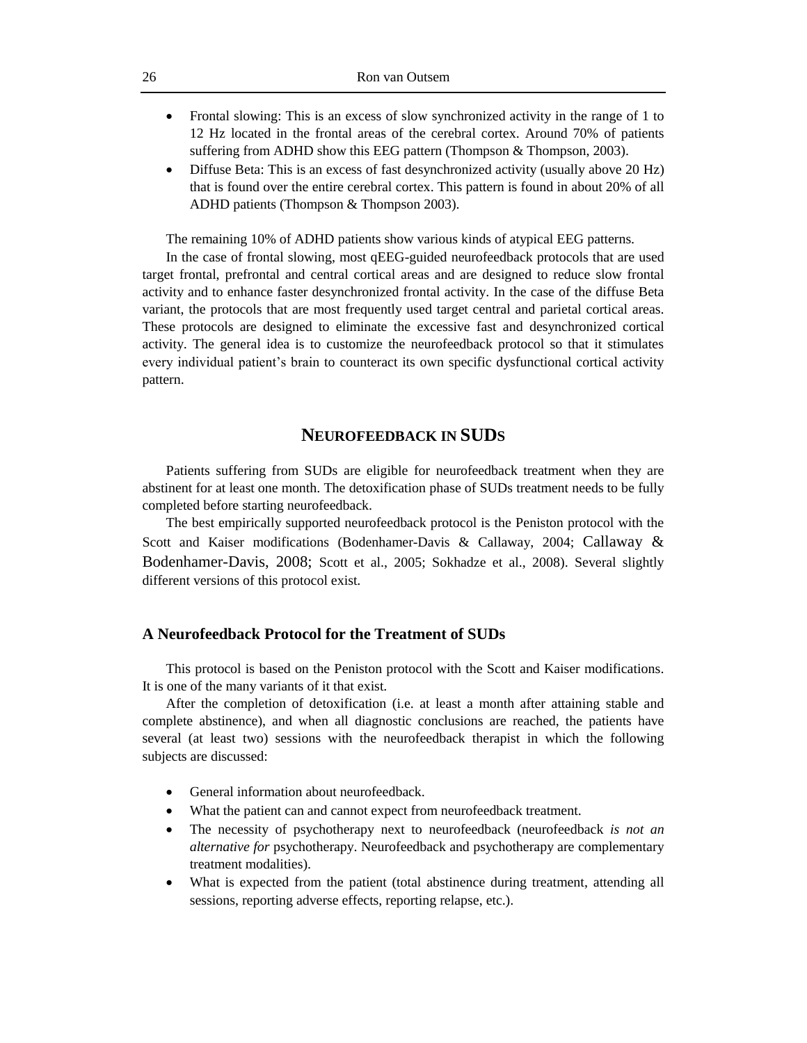- Frontal slowing: This is an excess of slow synchronized activity in the range of 1 to 12 Hz located in the frontal areas of the cerebral cortex. Around 70% of patients suffering from ADHD show this EEG pattern (Thompson & Thompson, 2003).
- Diffuse Beta: This is an excess of fast desynchronized activity (usually above 20 Hz) that is found over the entire cerebral cortex. This pattern is found in about 20% of all ADHD patients (Thompson & Thompson 2003).

The remaining 10% of ADHD patients show various kinds of atypical EEG patterns.

In the case of frontal slowing, most qEEG-guided neurofeedback protocols that are used target frontal, prefrontal and central cortical areas and are designed to reduce slow frontal activity and to enhance faster desynchronized frontal activity. In the case of the diffuse Beta variant, the protocols that are most frequently used target central and parietal cortical areas. These protocols are designed to eliminate the excessive fast and desynchronized cortical activity. The general idea is to customize the neurofeedback protocol so that it stimulates every individual patient's brain to counteract its own specific dysfunctional cortical activity pattern.

## Neurofeedback in SUDs

Patients suffering from SUDs are eligible for neurofeedback treatment when they are abstinent for at least one month. The detoxification phase of SUDs treatment needs to be fully completed before starting neurofeedback.

The best empirically supported neurofeedback protocol is the Peniston protocol with the Scott and Kaiser modifications (Bodenhamer-Davis & Callaway, 2004; Callaway & Bodenhamer-Davis, 2008; Scott et al., 2005; Sokhadze et al., 2008). Several slightly different versions of this protocol exist.

### A Neurofeedback Protocol for the Treatment of SUDs

This protocol is based on the Peniston protocol with the Scott and Kaiser modifications. It is one of the many variants of it that exist.

After the completion of detoxification (i.e. at least a month after attaining stable and complete abstinence), and when all diagnostic conclusions are reached, the patients have several (at least two) sessions with the neurofeedback therapist in which the following subjects are discussed:

- General information about neurofeedback.
- What the patient can and cannot expect from neurofeedback treatment.
- The necessity of psychotherapy next to neurofeedback (neurofeedback *is not an alternative for* psychotherapy. Neurofeedback and psychotherapy are complementary treatment modalities).
- What is expected from the patient (total abstinence during treatment, attending all sessions, reporting adverse effects, reporting relapse, etc.).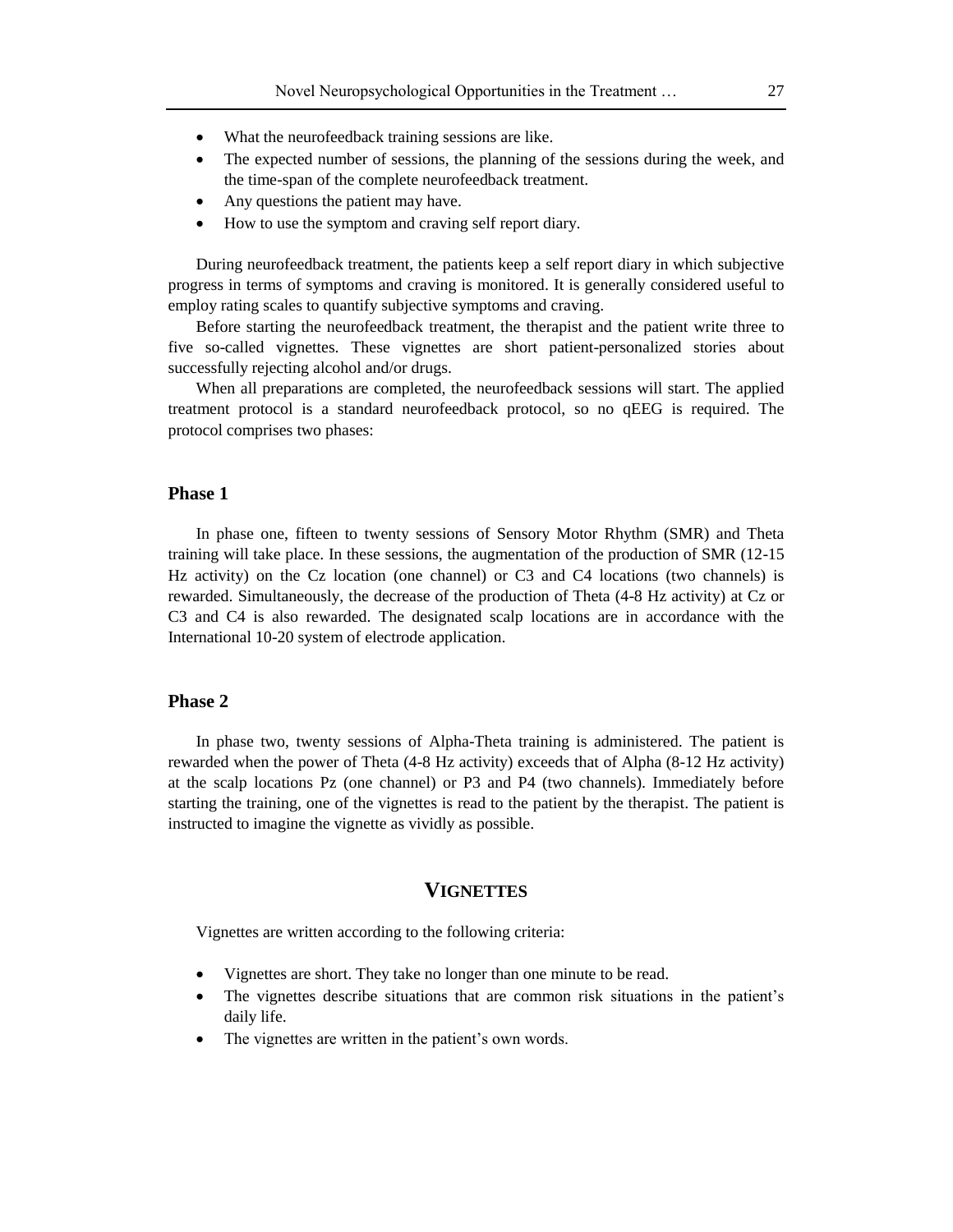- What the neurofeedback training sessions are like.
- The expected number of sessions, the planning of the sessions during the week, and the time-span of the complete neurofeedback treatment.
- Any questions the patient may have.
- How to use the symptom and craving self report diary.

During neurofeedback treatment, the patients keep a self report diary in which subjective progress in terms of symptoms and craving is monitored. It is generally considered useful to employ rating scales to quantify subjective symptoms and craving.

Before starting the neurofeedback treatment, the therapist and the patient write three to five so-called vignettes. These vignettes are short patient-personalized stories about successfully rejecting alcohol and/or drugs.

When all preparations are completed, the neurofeedback sessions will start. The applied treatment protocol is a standard neurofeedback protocol, so no qEEG is required. The protocol comprises two phases:

### Phase 1

In phase one, fifteen to twenty sessions of Sensory Motor Rhythm (SMR) and Theta training will take place. In these sessions, the augmentation of the production of SMR (12-15 Hz activity) on the Cz location (one channel) or C3 and C4 locations (two channels) is rewarded. Simultaneously, the decrease of the production of Theta (4-8 Hz activity) at Cz or C3 and C4 is also rewarded. The designated scalp locations are in accordance with the International 10-20 system of electrode application.

### Phase 2

In phase two, twenty sessions of Alpha-Theta training is administered. The patient is rewarded when the power of Theta (4-8 Hz activity) exceeds that of Alpha (8-12 Hz activity) at the scalp locations Pz (one channel) or P3 and P4 (two channels). Immediately before starting the training, one of the vignettes is read to the patient by the therapist. The patient is instructed to imagine the vignette as vividly as possible.

## VIGNETTES

Vignettes are written according to the following criteria:

- Vignettes are short. They take no longer than one minute to be read.
- The vignettes describe situations that are common risk situations in the patient's daily life.
- The vignettes are written in the patient's own words.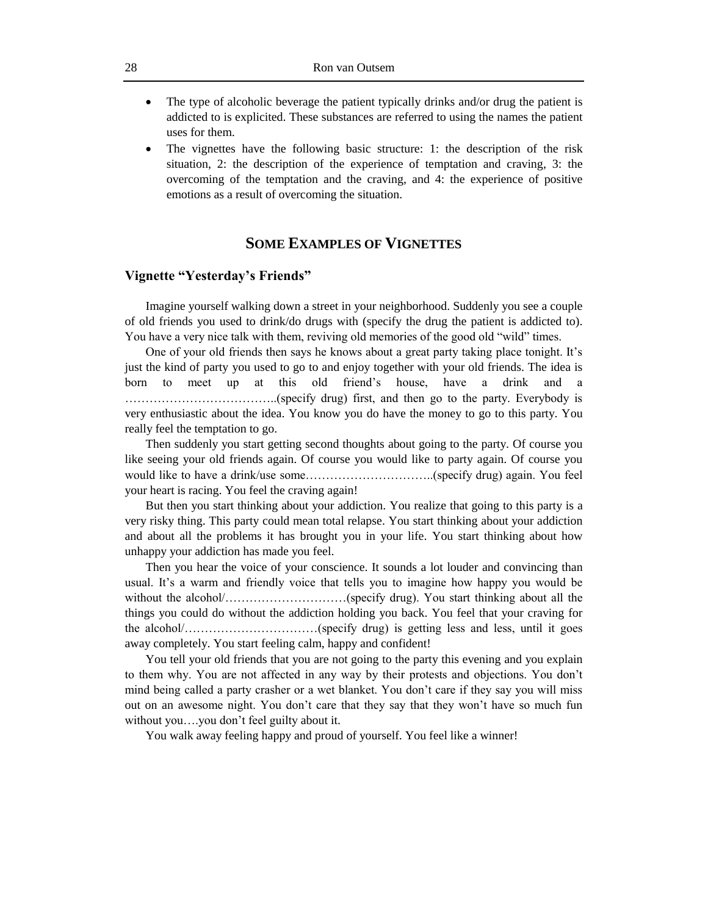- The type of alcoholic beverage the patient typically drinks and/or drug the patient is addicted to is explicited. These substances are referred to using the names the patient uses for them.
- The vignettes have the following basic structure: 1: the description of the risk situation, 2: the description of the experience of temptation and craving, 3: the overcoming of the temptation and the craving, and 4: the experience of positive emotions as a result of overcoming the situation.

## SOME EXAMPLES OF VIGNETTES

### Vignette "Yesterday's Friends"

Imagine yourself walking down a street in your neighborhood. Suddenly you see a couple of old friends you used to drink/do drugs with (specify the drug the patient is addicted to). You have a very nice talk with them, reviving old memories of the good old "wild" times.

One of your old friends then says he knows about a great party taking place tonight. It's just the kind of party you used to go to and enjoy together with your old friends. The idea is born to meet up at this old friend's house, have a drink and a ………………………………..(specify drug) first, and then go to the party. Everybody is very enthusiastic about the idea. You know you do have the money to go to this party. You really feel the temptation to go.

Then suddenly you start getting second thoughts about going to the party. Of course you like seeing your old friends again. Of course you would like to party again. Of course you would like to have a drink/use some…………………………..(specify drug) again. You feel your heart is racing. You feel the craving again!

But then you start thinking about your addiction. You realize that going to this party is a very risky thing. This party could mean total relapse. You start thinking about your addiction and about all the problems it has brought you in your life. You start thinking about how unhappy your addiction has made you feel.

Then you hear the voice of your conscience. It sounds a lot louder and convincing than usual. It's a warm and friendly voice that tells you to imagine how happy you would be without the alcohol/…………………………(specify drug). You start thinking about all the things you could do without the addiction holding you back. You feel that your craving for the alcohol/……………………………(specify drug) is getting less and less, until it goes away completely. You start feeling calm, happy and confident!

You tell your old friends that you are not going to the party this evening and you explain to them why. You are not affected in any way by their protests and objections. You don't mind being called a party crasher or a wet blanket. You don't care if they say you will miss out on an awesome night. You don't care that they say that they won't have so much fun without you….you don't feel guilty about it.

You walk away feeling happy and proud of yourself. You feel like a winner!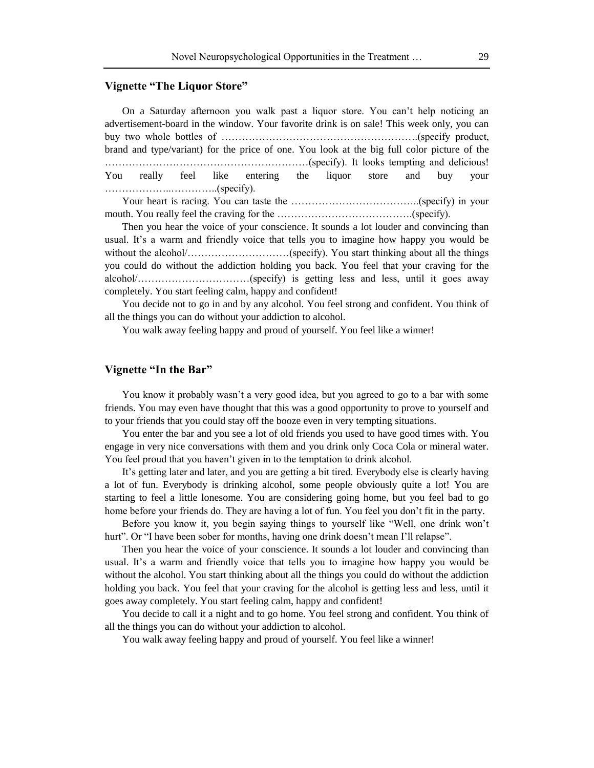### Vignette "The Liquor Store"

On a Saturday afternoon you walk past a liquor store. You can't help noticing an advertisement-board in the window. Your favorite drink is on sale! This week only, you can buy two whole bottles of ………………………………………………….(specify product, brand and type/variant) for the price of one. You look at the big full color picture of the ……………………………………………………(specify). It looks tempting and delicious! You really feel like entering the liquor store and buy your ………………..…………..(specify).

Your heart is racing. You can taste the ………………………………..(specify) in your mouth. You really feel the craving for the ………………………………….(specify).

Then you hear the voice of your conscience. It sounds a lot louder and convincing than usual. It's a warm and friendly voice that tells you to imagine how happy you would be without the alcohol/…………………………(specify). You start thinking about all the things you could do without the addiction holding you back. You feel that your craving for the alcohol/……………………………(specify) is getting less and less, until it goes away completely. You start feeling calm, happy and confident!

You decide not to go in and by any alcohol. You feel strong and confident. You think of all the things you can do without your addiction to alcohol.

You walk away feeling happy and proud of yourself. You feel like a winner!

### Vignette "In the Bar"

You know it probably wasn't a very good idea, but you agreed to go to a bar with some friends. You may even have thought that this was a good opportunity to prove to yourself and to your friends that you could stay off the booze even in very tempting situations.

You enter the bar and you see a lot of old friends you used to have good times with. You engage in very nice conversations with them and you drink only Coca Cola or mineral water. You feel proud that you haven't given in to the temptation to drink alcohol.

It's getting later and later, and you are getting a bit tired. Everybody else is clearly having a lot of fun. Everybody is drinking alcohol, some people obviously quite a lot! You are starting to feel a little lonesome. You are considering going home, but you feel bad to go home before your friends do. They are having a lot of fun. You feel you don't fit in the party.

Before you know it, you begin saying things to yourself like "Well, one drink won't hurt". Or "I have been sober for months, having one drink doesn't mean I'll relapse".

Then you hear the voice of your conscience. It sounds a lot louder and convincing than usual. It's a warm and friendly voice that tells you to imagine how happy you would be without the alcohol. You start thinking about all the things you could do without the addiction holding you back. You feel that your craving for the alcohol is getting less and less, until it goes away completely. You start feeling calm, happy and confident!

You decide to call it a night and to go home. You feel strong and confident. You think of all the things you can do without your addiction to alcohol.

You walk away feeling happy and proud of yourself. You feel like a winner!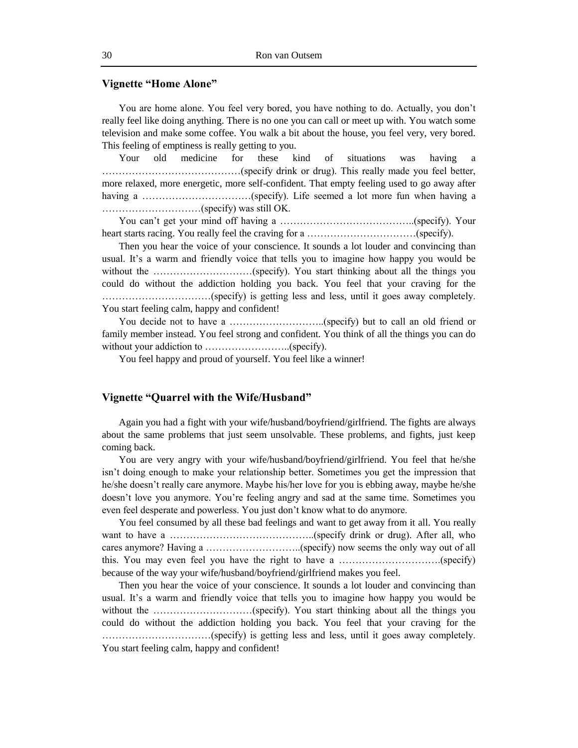### Vignette "Home Alone"

You are home alone. You feel very bored, you have nothing to do. Actually, you don't really feel like doing anything. There is no one you can call or meet up with. You watch some television and make some coffee. You walk a bit about the house, you feel very, very bored. This feeling of emptiness is really getting to you.

Your old medicine for these kind of situations was having a ……………………………………(specify drink or drug). This really made you feel better, more relaxed, more energetic, more self-confident. That empty feeling used to go away after having a ……………………………(specify). Life seemed a lot more fun when having a …………………………(specify) was still OK.

You can't get your mind off having a …………………………………..(specify). Your heart starts racing. You really feel the craving for a ……………………………(specify).

Then you hear the voice of your conscience. It sounds a lot louder and convincing than usual. It's a warm and friendly voice that tells you to imagine how happy you would be without the …………………………(specify). You start thinking about all the things you could do without the addiction holding you back. You feel that your craving for the ……………………………(specify) is getting less and less, until it goes away completely. You start feeling calm, happy and confident!

You decide not to have a ………………………..(specify) but to call an old friend or family member instead. You feel strong and confident. You think of all the things you can do without your addiction to ……………………..(specify).

You feel happy and proud of yourself. You feel like a winner!

### Vignette "Quarrel with the Wife/Husband"

Again you had a fight with your wife/husband/boyfriend/girlfriend. The fights are always about the same problems that just seem unsolvable. These problems, and fights, just keep coming back.

You are very angry with your wife/husband/boyfriend/girlfriend. You feel that he/she isn't doing enough to make your relationship better. Sometimes you get the impression that he/she doesn't really care anymore. Maybe his/her love for you is ebbing away, maybe he/she doesn't love you anymore. You're feeling angry and sad at the same time. Sometimes you even feel desperate and powerless. You just don't know what to do anymore.

You feel consumed by all these bad feelings and want to get away from it all. You really want to have a ……………………………………..(specify drink or drug). After all, who cares anymore? Having a ………………………..(specify) now seems the only way out of all this. You may even feel you have the right to have a ………………………….(specify) because of the way your wife/husband/boyfriend/girlfriend makes you feel.

Then you hear the voice of your conscience. It sounds a lot louder and convincing than usual. It's a warm and friendly voice that tells you to imagine how happy you would be without the …………………………(specify). You start thinking about all the things you could do without the addiction holding you back. You feel that your craving for the ……………………………(specify) is getting less and less, until it goes away completely. You start feeling calm, happy and confident!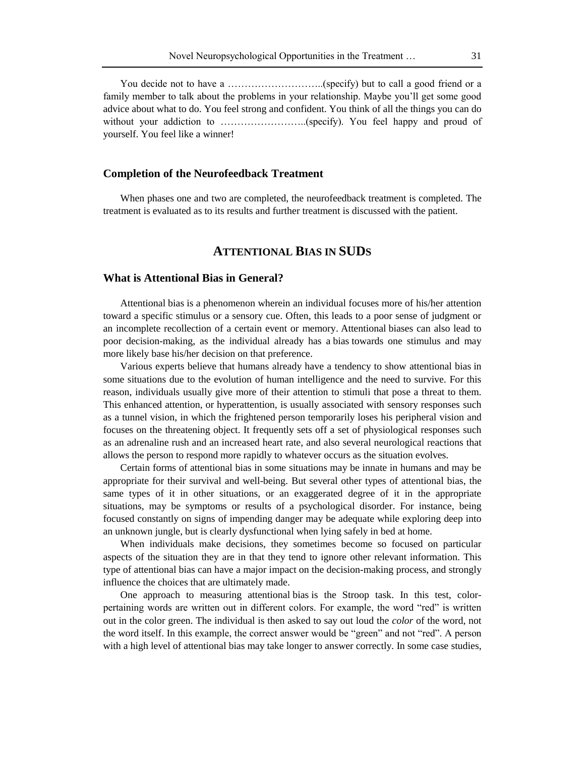You decide not to have a ………………………..(specify) but to call a good friend or a family member to talk about the problems in your relationship. Maybe you'll get some good advice about what to do. You feel strong and confident. You think of all the things you can do without your addiction to ……………………..(specify). You feel happy and proud of yourself. You feel like a winner!

### Completion of the Neurofeedback Treatment

When phases one and two are completed, the neurofeedback treatment is completed. The treatment is evaluated as to its results and further treatment is discussed with the patient.

## Attentional Bias in SUDs

### What is Attentional Bias in General?

Attentional bias is a phenomenon wherein an individual focuses more of his/her attention toward a specific stimulus or a sensory cue. Often, this leads to a poor sense of judgment or an incomplete recollection of a certain event or memory. Attentional biases can also lead to poor decision-making, as the individual already has a bias towards one stimulus and may more likely base his/her decision on that preference.

Various experts believe that humans already have a tendency to show attentional bias in some situations due to the evolution of human intelligence and the need to survive. For this reason, individuals usually give more of their attention to stimuli that pose a threat to them. This enhanced attention, or hyperattention, is usually associated with sensory responses such as a tunnel vision, in which the frightened person temporarily loses his peripheral vision and focuses on the threatening object. It frequently sets off a set of physiological responses such as an adrenaline rush and an increased heart rate, and also several neurological reactions that allows the person to respond more rapidly to whatever occurs as the situation evolves.

Certain forms of attentional bias in some situations may be innate in humans and may be appropriate for their survival and well-being. But several other types of attentional bias, the same types of it in other situations, or an exaggerated degree of it in the appropriate situations, may be symptoms or results of a psychological disorder. For instance, being focused constantly on signs of impending danger may be adequate while exploring deep into an unknown jungle, but is clearly dysfunctional when lying safely in bed at home.

When individuals make decisions, they sometimes become so focused on particular aspects of the situation they are in that they tend to ignore other relevant information. This type of attentional bias can have a major impact on the decision-making process, and strongly influence the choices that are ultimately made.

One approach to measuring attentional bias is the Stroop task. In this test, color-pertaining words are written out in different colors. For example, the word "red" is written out in the color green. The individual is then asked to say out loud the *color* of the word, not the word itself. In this example, the correct answer would be "green" and not "red". A person with a high level of attentional bias may take longer to answer correctly. In some case studies,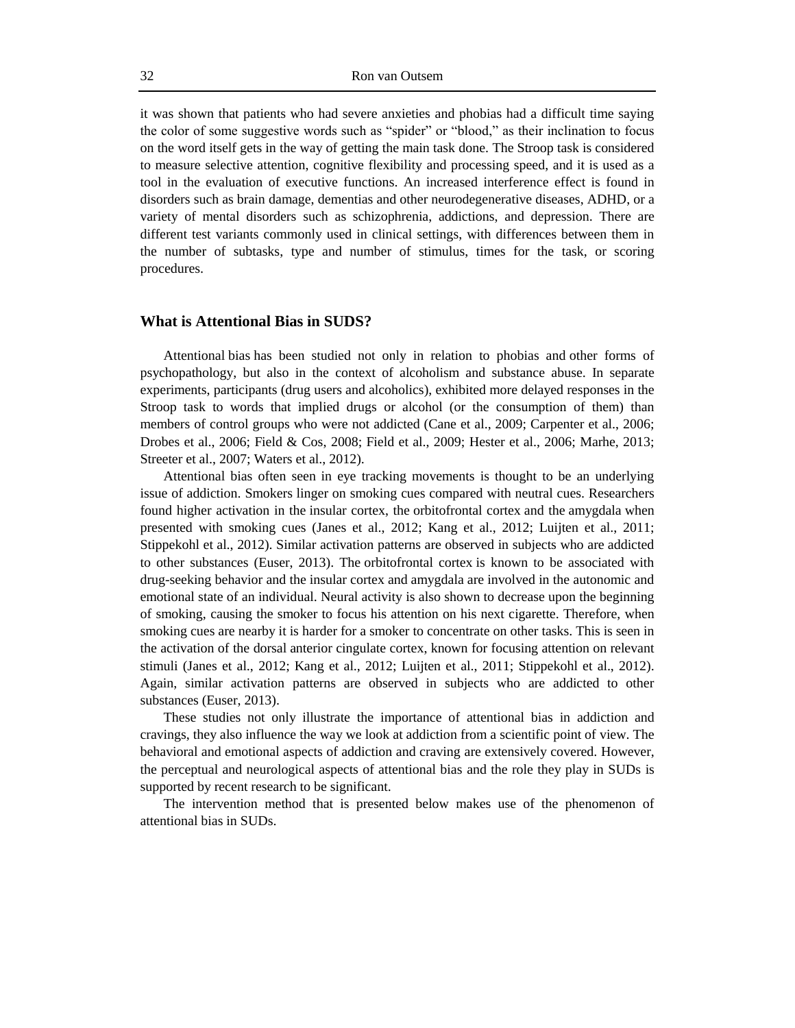it was shown that patients who had severe anxieties and phobias had a difficult time saying the color of some suggestive words such as "spider" or "blood," as their inclination to focus on the word itself gets in the way of getting the main task done. The Stroop task is considered to measure selective attention, cognitive flexibility and processing speed, and it is used as a tool in the evaluation of executive functions. An increased interference effect is found in disorders such as brain damage, dementias and other neurodegenerative diseases, ADHD, or a variety of mental disorders such as schizophrenia, addictions, and depression. There are different test variants commonly used in clinical settings, with differences between them in the number of subtasks, type and number of stimulus, times for the task, or scoring procedures.

## What is Attentional Bias in SUDS?

Attentional bias has been studied not only in relation to phobias and other forms of psychopathology, but also in the context of alcoholism and substance abuse. In separate experiments, participants (drug users and alcoholics), exhibited more delayed responses in the Stroop task to words that implied drugs or alcohol (or the consumption of them) than members of control groups who were not addicted (Cane et al., 2009; Carpenter et al., 2006; Drobes et al., 2006; Field & Cos, 2008; Field et al., 2009; Hester et al., 2006; Marhe, 2013; Streeter et al., 2007; Waters et al., 2012).

Attentional bias often seen in eye tracking movements is thought to be an underlying issue of addiction. Smokers linger on smoking cues compared with neutral cues. Researchers found higher activation in the insular cortex, the orbitofrontal cortex and the amygdala when presented with smoking cues (Janes et al., 2012; Kang et al., 2012; Luijten et al., 2011; Stippekohl et al., 2012). Similar activation patterns are observed in subjects who are addicted to other substances (Euser, 2013). The orbitofrontal cortex is known to be associated with drug-seeking behavior and the insular cortex and amygdala are involved in the autonomic and emotional state of an individual. Neural activity is also shown to decrease upon the beginning of smoking, causing the smoker to focus his attention on his next cigarette. Therefore, when smoking cues are nearby it is harder for a smoker to concentrate on other tasks. This is seen in the activation of the dorsal anterior cingulate cortex, known for focusing attention on relevant stimuli (Janes et al., 2012; Kang et al., 2012; Luijten et al., 2011; Stippekohl et al., 2012). Again, similar activation patterns are observed in subjects who are addicted to other substances (Euser, 2013).

These studies not only illustrate the importance of attentional bias in addiction and cravings, they also influence the way we look at addiction from a scientific point of view. The behavioral and emotional aspects of addiction and craving are extensively covered. However, the perceptual and neurological aspects of attentional bias and the role they play in SUDs is supported by recent research to be significant.

The intervention method that is presented below makes use of the phenomenon of attentional bias in SUDs.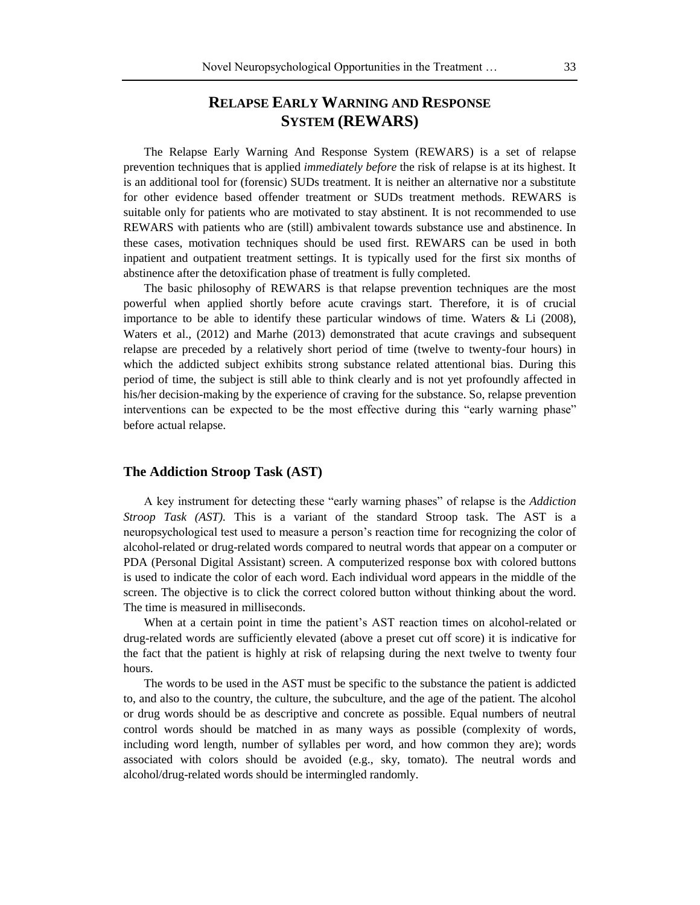## Relapse Early Warning and Response System (REWARS)

The Relapse Early Warning And Response System (REWARS) is a set of relapse prevention techniques that is applied *immediately before* the risk of relapse is at its highest. It is an additional tool for (forensic) SUDs treatment. It is neither an alternative nor a substitute for other evidence based offender treatment or SUDs treatment methods. REWARS is suitable only for patients who are motivated to stay abstinent. It is not recommended to use REWARS with patients who are (still) ambivalent towards substance use and abstinence. In these cases, motivation techniques should be used first. REWARS can be used in both inpatient and outpatient treatment settings. It is typically used for the first six months of abstinence after the detoxification phase of treatment is fully completed.

The basic philosophy of REWARS is that relapse prevention techniques are the most powerful when applied shortly before acute cravings start. Therefore, it is of crucial importance to be able to identify these particular windows of time. Waters & Li (2008), Waters et al., (2012) and Marhe (2013) demonstrated that acute cravings and subsequent relapse are preceded by a relatively short period of time (twelve to twenty-four hours) in which the addicted subject exhibits strong substance related attentional bias. During this period of time, the subject is still able to think clearly and is not yet profoundly affected in his/her decision-making by the experience of craving for the substance. So, relapse prevention interventions can be expected to be the most effective during this "early warning phase" before actual relapse.

### The Addiction Stroop Task (AST)

A key instrument for detecting these "early warning phases" of relapse is the *Addiction Stroop Task (AST).* This is a variant of the standard Stroop task. The AST is a neuropsychological test used to measure a person's reaction time for recognizing the color of alcohol-related or drug-related words compared to neutral words that appear on a computer or PDA (Personal Digital Assistant) screen. A computerized response box with colored buttons is used to indicate the color of each word. Each individual word appears in the middle of the screen. The objective is to click the correct colored button without thinking about the word. The time is measured in milliseconds.

When at a certain point in time the patient's AST reaction times on alcohol-related or drug-related words are sufficiently elevated (above a preset cut off score) it is indicative for the fact that the patient is highly at risk of relapsing during the next twelve to twenty four hours.

The words to be used in the AST must be specific to the substance the patient is addicted to, and also to the country, the culture, the subculture, and the age of the patient. The alcohol or drug words should be as descriptive and concrete as possible. Equal numbers of neutral control words should be matched in as many ways as possible (complexity of words, including word length, number of syllables per word, and how common they are); words associated with colors should be avoided (e.g., sky, tomato). The neutral words and alcohol/drug-related words should be intermingled randomly.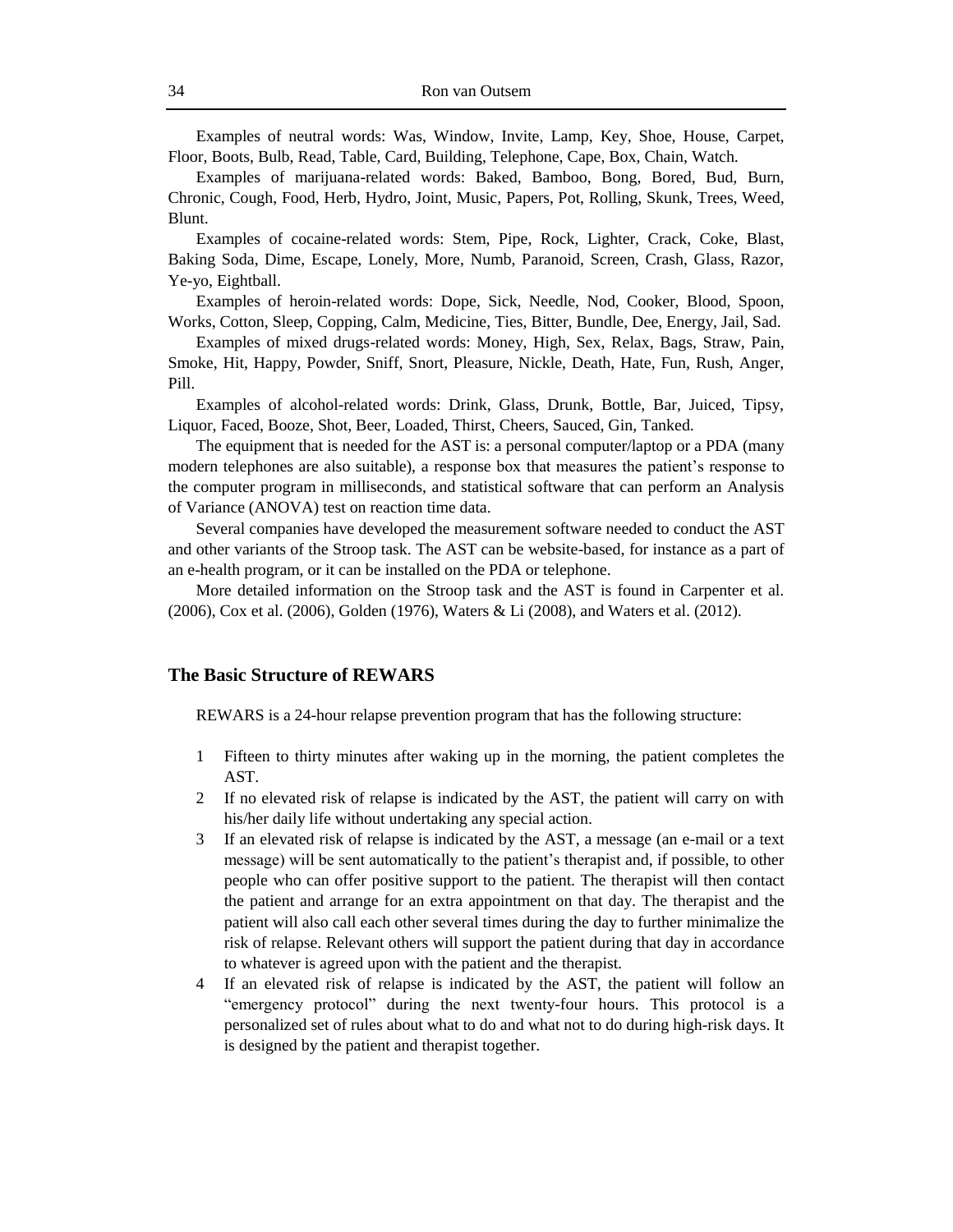Examples of neutral words: Was, Window, Invite, Lamp, Key, Shoe, House, Carpet, Floor, Boots, Bulb, Read, Table, Card, Building, Telephone, Cape, Box, Chain, Watch.

Examples of marijuana-related words: Baked, Bamboo, Bong, Bored, Bud, Burn, Chronic, Cough, Food, Herb, Hydro, Joint, Music, Papers, Pot, Rolling, Skunk, Trees, Weed, Blunt.

Examples of cocaine-related words: Stem, Pipe, Rock, Lighter, Crack, Coke, Blast, Baking Soda, Dime, Escape, Lonely, More, Numb, Paranoid, Screen, Crash, Glass, Razor, Ye-yo, Eightball.

Examples of heroin-related words: Dope, Sick, Needle, Nod, Cooker, Blood, Spoon, Works, Cotton, Sleep, Copping, Calm, Medicine, Ties, Bitter, Bundle, Dee, Energy, Jail, Sad.

Examples of mixed drugs-related words: Money, High, Sex, Relax, Bags, Straw, Pain, Smoke, Hit, Happy, Powder, Sniff, Snort, Pleasure, Nickle, Death, Hate, Fun, Rush, Anger, Pill.

Examples of alcohol-related words: Drink, Glass, Drunk, Bottle, Bar, Juiced, Tipsy, Liquor, Faced, Booze, Shot, Beer, Loaded, Thirst, Cheers, Sauced, Gin, Tanked.

The equipment that is needed for the AST is: a personal computer/laptop or a PDA (many modern telephones are also suitable), a response box that measures the patient's response to the computer program in milliseconds, and statistical software that can perform an Analysis of Variance (ANOVA) test on reaction time data.

Several companies have developed the measurement software needed to conduct the AST and other variants of the Stroop task. The AST can be website-based, for instance as a part of an e-health program, or it can be installed on the PDA or telephone.

More detailed information on the Stroop task and the AST is found in Carpenter et al. (2006), Cox et al. (2006), Golden (1976), Waters & Li (2008), and Waters et al. (2012).

## The Basic Structure of REWARS

REWARS is a 24-hour relapse prevention program that has the following structure:

1. Fifteen to thirty minutes after waking up in the morning, the patient completes the AST.
2. If no elevated risk of relapse is indicated by the AST, the patient will carry on with his/her daily life without undertaking any special action.
3. If an elevated risk of relapse is indicated by the AST, a message (an e-mail or a text message) will be sent automatically to the patient's therapist and, if possible, to other people who can offer positive support to the patient. The therapist will then contact the patient and arrange for an extra appointment on that day. The therapist and the patient will also call each other several times during the day to further minimalize the risk of relapse. Relevant others will support the patient during that day in accordance to whatever is agreed upon with the patient and the therapist.
4. If an elevated risk of relapse is indicated by the AST, the patient will follow an "emergency protocol" during the next twenty-four hours. This protocol is a personalized set of rules about what to do and what not to do during high-risk days. It is designed by the patient and therapist together.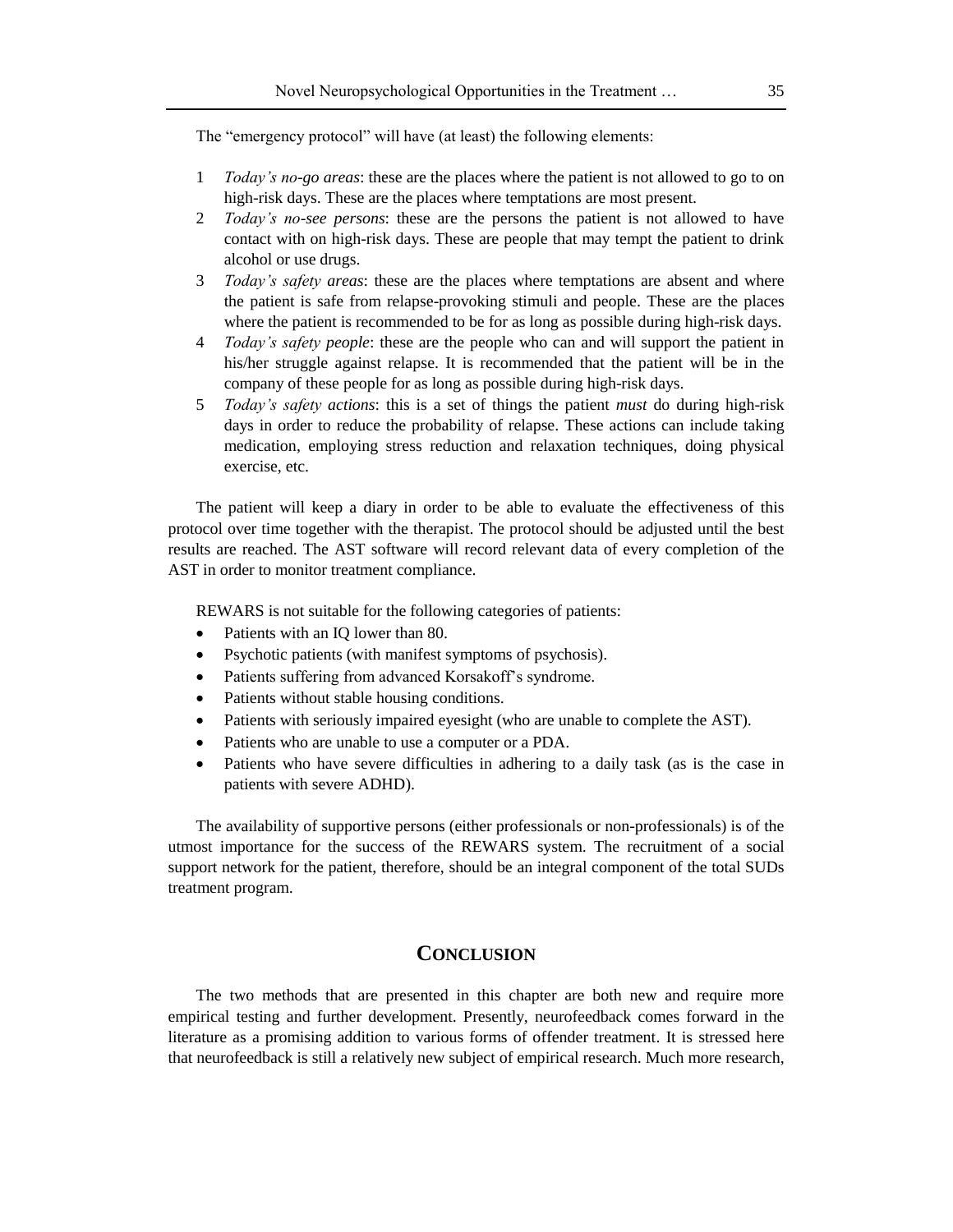The "emergency protocol" will have (at least) the following elements:

1. *Today's no-go areas*: these are the places where the patient is not allowed to go to on high-risk days. These are the places where temptations are most present.
2. *Today's no-see persons*: these are the persons the patient is not allowed to have contact with on high-risk days. These are people that may tempt the patient to drink alcohol or use drugs.
3. *Today's safety areas*: these are the places where temptations are absent and where the patient is safe from relapse-provoking stimuli and people. These are the places where the patient is recommended to be for as long as possible during high-risk days.
4. *Today's safety people*: these are the people who can and will support the patient in his/her struggle against relapse. It is recommended that the patient will be in the company of these people for as long as possible during high-risk days.
5. *Today's safety actions*: this is a set of things the patient *must* do during high-risk days in order to reduce the probability of relapse. These actions can include taking medication, employing stress reduction and relaxation techniques, doing physical exercise, etc.

The patient will keep a diary in order to be able to evaluate the effectiveness of this protocol over time together with the therapist. The protocol should be adjusted until the best results are reached. The AST software will record relevant data of every completion of the AST in order to monitor treatment compliance.

REWARS is not suitable for the following categories of patients:

- Patients with an IQ lower than 80.
- Psychotic patients (with manifest symptoms of psychosis).
- Patients suffering from advanced Korsakoff's syndrome.
- Patients without stable housing conditions.
- Patients with seriously impaired eyesight (who are unable to complete the AST).
- Patients who are unable to use a computer or a PDA.
- Patients who have severe difficulties in adhering to a daily task (as is the case in patients with severe ADHD).

The availability of supportive persons (either professionals or non-professionals) is of the utmost importance for the success of the REWARS system. The recruitment of a social support network for the patient, therefore, should be an integral component of the total SUDs treatment program.

## CONCLUSION

The two methods that are presented in this chapter are both new and require more empirical testing and further development. Presently, neurofeedback comes forward in the literature as a promising addition to various forms of offender treatment. It is stressed here that neurofeedback is still a relatively new subject of empirical research. Much more research,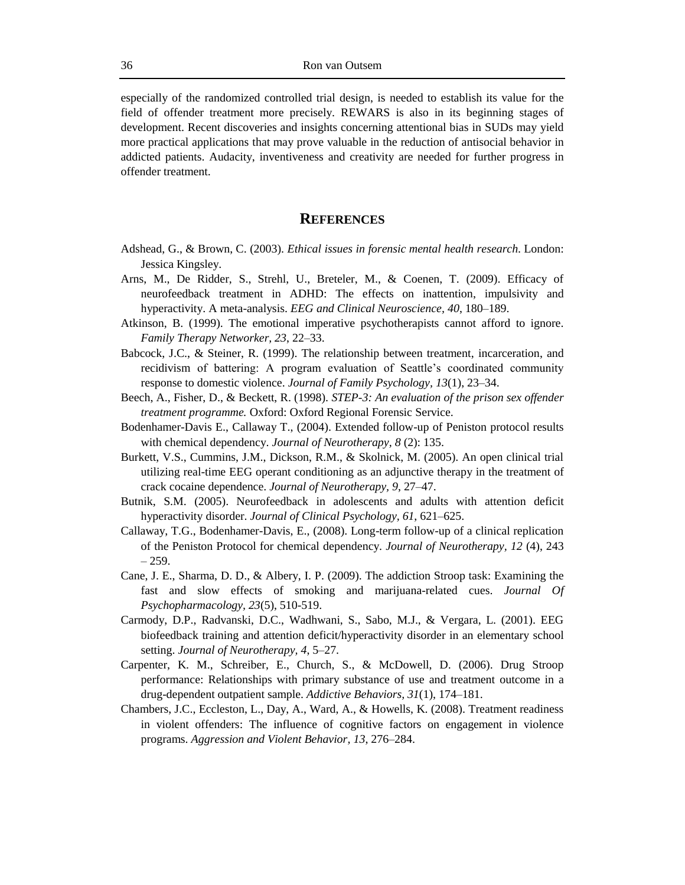especially of the randomized controlled trial design, is needed to establish its value for the field of offender treatment more precisely. REWARS is also in its beginning stages of development. Recent discoveries and insights concerning attentional bias in SUDs may yield more practical applications that may prove valuable in the reduction of antisocial behavior in addicted patients. Audacity, inventiveness and creativity are needed for further progress in offender treatment.

## REFERENCES

Adshead, G., & Brown, C. (2003). *Ethical issues in forensic mental health research*. London: Jessica Kingsley.

Arns, M., De Ridder, S., Strehl, U., Breteler, M., & Coenen, T. (2009). Efficacy of neurofeedback treatment in ADHD: The effects on inattention, impulsivity and hyperactivity. A meta-analysis. *EEG and Clinical Neuroscience, 40*, 180–189.

Atkinson, B. (1999). The emotional imperative psychotherapists cannot afford to ignore. *Family Therapy Networker, 23*, 22–33.

Babcock, J.C., & Steiner, R. (1999). The relationship between treatment, incarceration, and recidivism of battering: A program evaluation of Seattle's coordinated community response to domestic violence. *Journal of Family Psychology, 13*(1), 23–34.

Beech, A., Fisher, D., & Beckett, R. (1998). *STEP-3: An evaluation of the prison sex offender treatment programme.* Oxford: Oxford Regional Forensic Service.

Bodenhamer-Davis E., Callaway T., (2004). Extended follow-up of Peniston protocol results with chemical dependency. *Journal of Neurotherapy, 8* (2): 135.

Burkett, V.S., Cummins, J.M., Dickson, R.M., & Skolnick, M. (2005). An open clinical trial utilizing real-time EEG operant conditioning as an adjunctive therapy in the treatment of crack cocaine dependence. *Journal of Neurotherapy, 9*, 27–47.

Butnik, S.M. (2005). Neurofeedback in adolescents and adults with attention deficit hyperactivity disorder. *Journal of Clinical Psychology, 61*, 621–625.

Callaway, T.G., Bodenhamer-Davis, E., (2008). Long-term follow-up of a clinical replication of the Peniston Protocol for chemical dependency. *Journal of Neurotherapy, 12* (4), 243 – 259.

Cane, J. E., Sharma, D. D., & Albery, I. P. (2009). The addiction Stroop task: Examining the fast and slow effects of smoking and marijuana-related cues. *Journal Of Psychopharmacology, 23*(5), 510-519.

Carmody, D.P., Radvanski, D.C., Wadhwani, S., Sabo, M.J., & Vergara, L. (2001). EEG biofeedback training and attention deficit/hyperactivity disorder in an elementary school setting. *Journal of Neurotherapy, 4*, 5–27.

Carpenter, K. M., Schreiber, E., Church, S., & McDowell, D. (2006). Drug Stroop performance: Relationships with primary substance of use and treatment outcome in a drug-dependent outpatient sample. *Addictive Behaviors, 31*(1), 174–181.

Chambers, J.C., Eccleston, L., Day, A., Ward, A., & Howells, K. (2008). Treatment readiness in violent offenders: The influence of cognitive factors on engagement in violence programs. *Aggression and Violent Behavior, 13*, 276–284.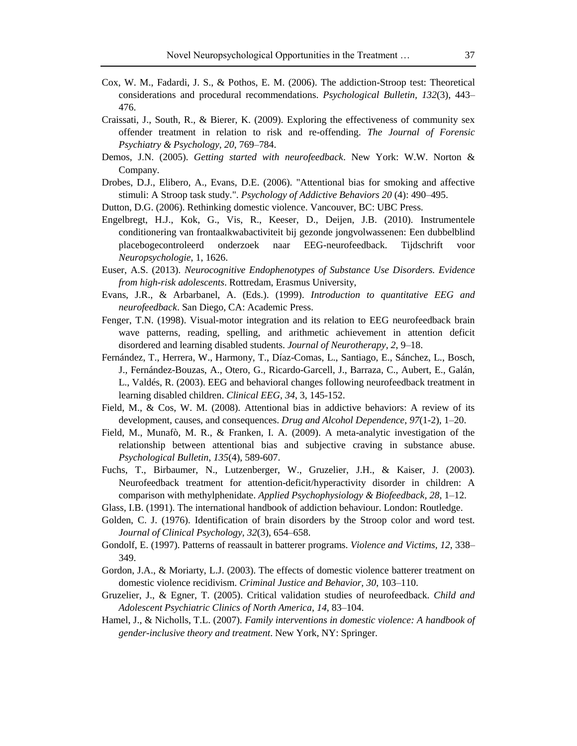Cox, W. M., Fadardi, J. S., & Pothos, E. M. (2006). The addiction-Stroop test: Theoretical considerations and procedural recommendations. *Psychological Bulletin*, *132*(3), 443–476.

Craissati, J., South, R., & Bierer, K. (2009). Exploring the effectiveness of community sex offender treatment in relation to risk and re-offending. *The Journal of Forensic Psychiatry & Psychology*, *20*, 769–784.

Demos, J.N. (2005). *Getting started with neurofeedback*. New York: W.W. Norton & Company.

Drobes, D.J., Elibero, A., Evans, D.E. (2006). "Attentional bias for smoking and affective stimuli: A Stroop task study.". *Psychology of Addictive Behaviors 20* (4): 490–495.

Dutton, D.G. (2006). Rethinking domestic violence. Vancouver, BC: UBC Press.

Engelbregt, H.J., Kok, G., Vis, R., Keeser, D., Deijen, J.B. (2010). Instrumentele conditionering van frontaalkwabactiviteit bij gezonde jongvolwassenen: Een dubbelblind placebogecontroleerd onderzoek naar EEG-neurofeedback. Tijdschrift voor *Neuropsychologie*, 1, 1626.

Euser, A.S. (2013). *Neurocognitive Endophenotypes of Substance Use Disorders. Evidence from high-risk adolescents*. Rottredam, Erasmus University,

Evans, J.R., & Arbarbanel, A. (Eds.). (1999). *Introduction to quantitative EEG and neurofeedback*. San Diego, CA: Academic Press.

Fenger, T.N. (1998). Visual-motor integration and its relation to EEG neurofeedback brain wave patterns, reading, spelling, and arithmetic achievement in attention deficit disordered and learning disabled students. *Journal of Neurotherapy, 2*, 9–18.

Fernández, T., Herrera, W., Harmony, T., Díaz-Comas, L., Santiago, E., Sánchez, L., Bosch, J., Fernández-Bouzas, A., Otero, G., Ricardo-Garcell, J., Barraza, C., Aubert, E., Galán, L., Valdés, R. (2003). EEG and behavioral changes following neurofeedback treatment in learning disabled children. *Clinical EEG, 34*, 3, 145-152.

Field, M., & Cos, W. M. (2008). Attentional bias in addictive behaviors: A review of its development, causes, and consequences. *Drug and Alcohol Dependence*, *97*(1-2), 1–20.

Field, M., Munafò, M. R., & Franken, I. A. (2009). A meta-analytic investigation of the relationship between attentional bias and subjective craving in substance abuse. *Psychological Bulletin, 135*(4), 589-607.

Fuchs, T., Birbaumer, N., Lutzenberger, W., Gruzelier, J.H., & Kaiser, J. (2003). Neurofeedback treatment for attention-deficit/hyperactivity disorder in children: A comparison with methylphenidate. *Applied Psychophysiology & Biofeedback, 28*, 1–12.

Glass, I.B. (1991). The international handbook of addiction behaviour. London: Routledge.

Golden, C. J. (1976). Identification of brain disorders by the Stroop color and word test. *Journal of Clinical Psychology, 32*(3), 654–658.

Gondolf, E. (1997). Patterns of reassault in batterer programs. *Violence and Victims*, *12*, 338–349.

Gordon, J.A., & Moriarty, L.J. (2003). The effects of domestic violence batterer treatment on domestic violence recidivism. *Criminal Justice and Behavior, 30*, 103–110.

Gruzelier, J., & Egner, T. (2005). Critical validation studies of neurofeedback. *Child and Adolescent Psychiatric Clinics of North America, 14*, 83–104.

Hamel, J., & Nicholls, T.L. (2007). *Family interventions in domestic violence: A handbook of gender-inclusive theory and treatment*. New York, NY: Springer.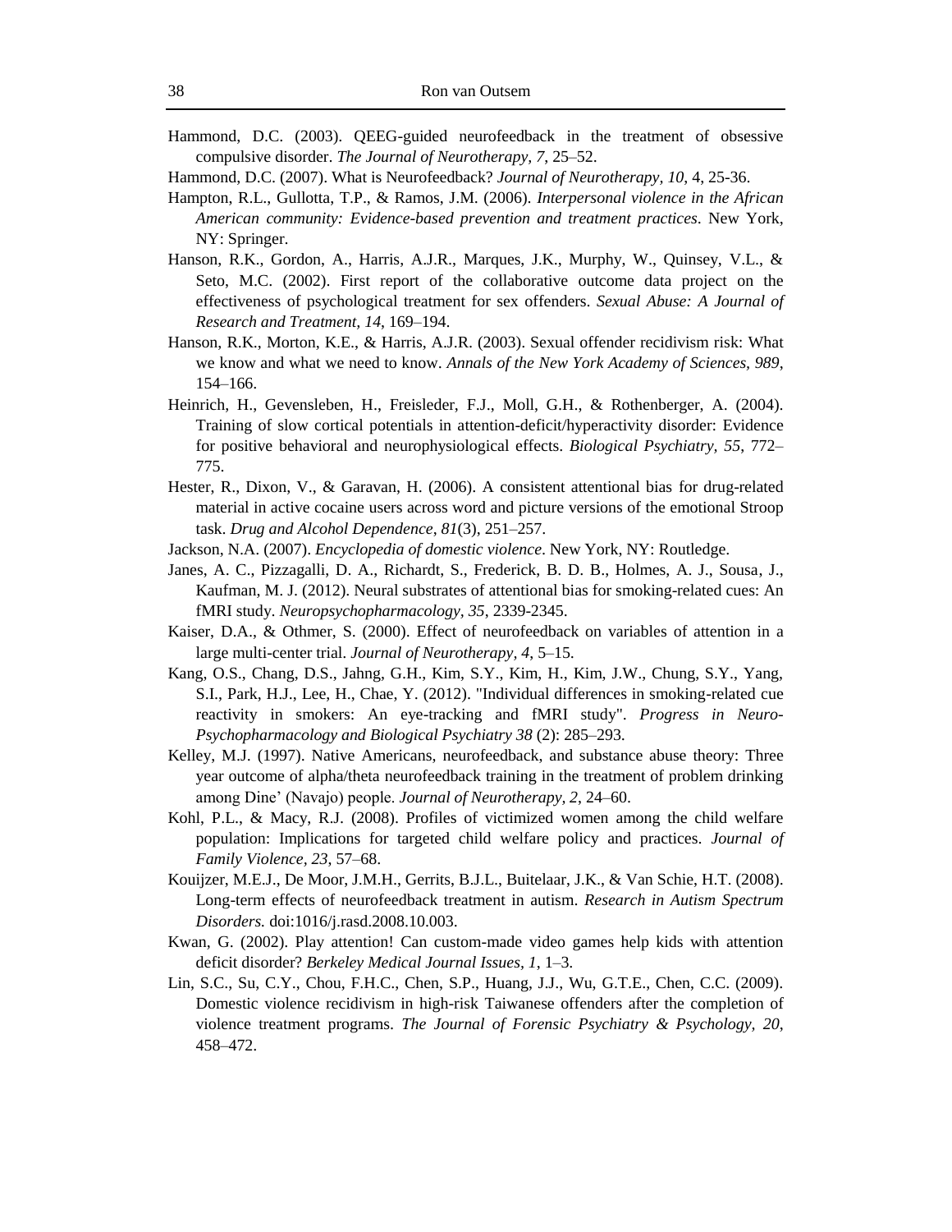Hammond, D.C. (2003). QEEG-guided neurofeedback in the treatment of obsessive compulsive disorder. *The Journal of Neurotherapy, 7*, 25–52.

Hammond, D.C. (2007). What is Neurofeedback? *Journal of Neurotherapy, 10*, 4, 25-36.

Hampton, R.L., Gullotta, T.P., & Ramos, J.M. (2006). *Interpersonal violence in the African American community: Evidence-based prevention and treatment practices*. New York, NY: Springer.

Hanson, R.K., Gordon, A., Harris, A.J.R., Marques, J.K., Murphy, W., Quinsey, V.L., & Seto, M.C. (2002). First report of the collaborative outcome data project on the effectiveness of psychological treatment for sex offenders. *Sexual Abuse: A Journal of Research and Treatment, 14*, 169–194.

Hanson, R.K., Morton, K.E., & Harris, A.J.R. (2003). Sexual offender recidivism risk: What we know and what we need to know. *Annals of the New York Academy of Sciences, 989*, 154–166.

Heinrich, H., Gevensleben, H., Freisleder, F.J., Moll, G.H., & Rothenberger, A. (2004). Training of slow cortical potentials in attention-deficit/hyperactivity disorder: Evidence for positive behavioral and neurophysiological effects. *Biological Psychiatry, 55*, 772–775.

Hester, R., Dixon, V., & Garavan, H. (2006). A consistent attentional bias for drug-related material in active cocaine users across word and picture versions of the emotional Stroop task. *Drug and Alcohol Dependence, 81*(3), 251–257.

Jackson, N.A. (2007). *Encyclopedia of domestic violence*. New York, NY: Routledge.

Janes, A. C., Pizzagalli, D. A., Richardt, S., Frederick, B. D. B., Holmes, A. J., Sousa, J., Kaufman, M. J. (2012). Neural substrates of attentional bias for smoking-related cues: An fMRI study. *Neuropsychopharmacology, 35*, 2339-2345.

Kaiser, D.A., & Othmer, S. (2000). Effect of neurofeedback on variables of attention in a large multi-center trial. *Journal of Neurotherapy, 4*, 5–15.

Kang, O.S., Chang, D.S., Jahng, G.H., Kim, S.Y., Kim, H., Kim, J.W., Chung, S.Y., Yang, S.I., Park, H.J., Lee, H., Chae, Y. (2012). "Individual differences in smoking-related cue reactivity in smokers: An eye-tracking and fMRI study". *Progress in Neuro-Psychopharmacology and Biological Psychiatry 38* (2): 285–293.

Kelley, M.J. (1997). Native Americans, neurofeedback, and substance abuse theory: Three year outcome of alpha/theta neurofeedback training in the treatment of problem drinking among Dine' (Navajo) people. *Journal of Neurotherapy, 2*, 24–60.

Kohl, P.L., & Macy, R.J. (2008). Profiles of victimized women among the child welfare population: Implications for targeted child welfare policy and practices. *Journal of Family Violence, 23*, 57–68.

Kouijzer, M.E.J., De Moor, J.M.H., Gerrits, B.J.L., Buitelaar, J.K., & Van Schie, H.T. (2008). Long-term effects of neurofeedback treatment in autism. *Research in Autism Spectrum Disorders.* doi:1016/j.rasd.2008.10.003.

Kwan, G. (2002). Play attention! Can custom-made video games help kids with attention deficit disorder? *Berkeley Medical Journal Issues, 1*, 1–3.

Lin, S.C., Su, C.Y., Chou, F.H.C., Chen, S.P., Huang, J.J., Wu, G.T.E., Chen, C.C. (2009). Domestic violence recidivism in high-risk Taiwanese offenders after the completion of violence treatment programs. *The Journal of Forensic Psychiatry & Psychology, 20*, 458–472.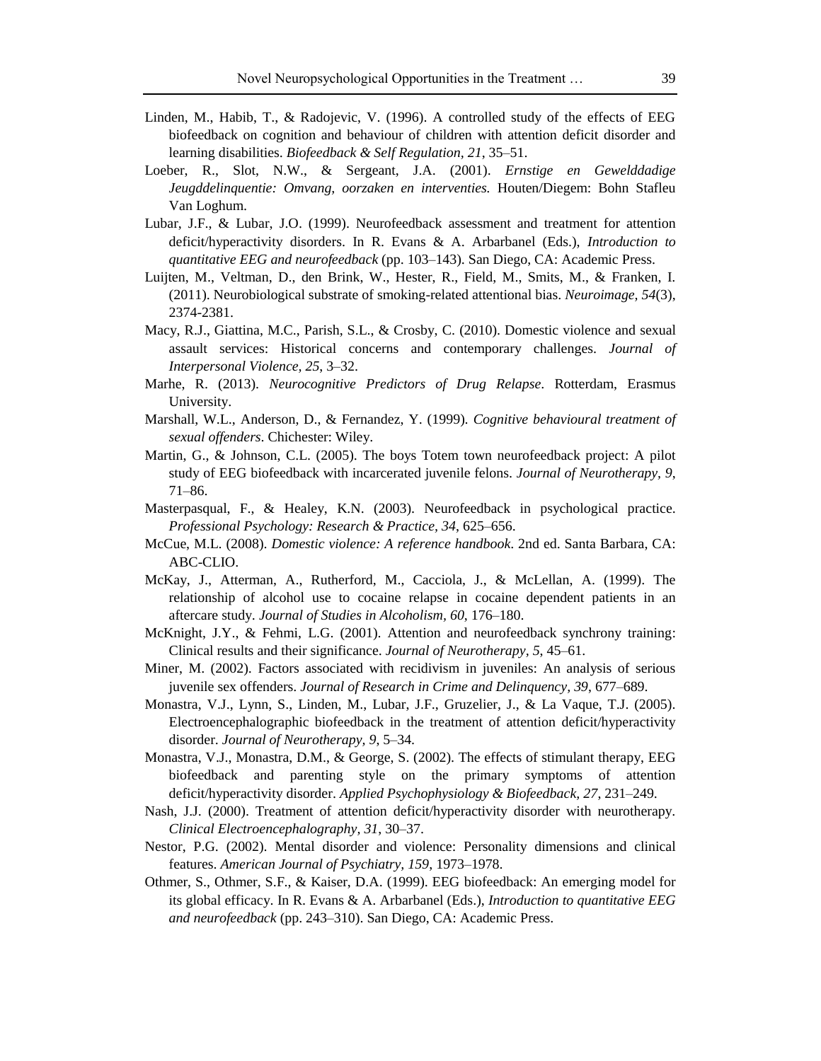Linden, M., Habib, T., & Radojevic, V. (1996). A controlled study of the effects of EEG biofeedback on cognition and behaviour of children with attention deficit disorder and learning disabilities. *Biofeedback & Self Regulation, 21*, 35–51.

Loeber, R., Slot, N.W., & Sergeant, J.A. (2001). *Ernstige en Gewelddadige Jeugddelinquentie: Omvang, oorzaken en interventies.* Houten/Diegem: Bohn Stafleu Van Loghum.

Lubar, J.F., & Lubar, J.O. (1999). Neurofeedback assessment and treatment for attention deficit/hyperactivity disorders. In R. Evans & A. Arbarbanel (Eds.), *Introduction to quantitative EEG and neurofeedback* (pp. 103–143). San Diego, CA: Academic Press.

Luijten, M., Veltman, D., den Brink, W., Hester, R., Field, M., Smits, M., & Franken, I. (2011). Neurobiological substrate of smoking-related attentional bias. *Neuroimage, 54*(3), 2374-2381.

Macy, R.J., Giattina, M.C., Parish, S.L., & Crosby, C. (2010). Domestic violence and sexual assault services: Historical concerns and contemporary challenges. *Journal of Interpersonal Violence, 25*, 3–32.

Marhe, R. (2013). *Neurocognitive Predictors of Drug Relapse*. Rotterdam, Erasmus University.

Marshall, W.L., Anderson, D., & Fernandez, Y. (1999). *Cognitive behavioural treatment of sexual offenders*. Chichester: Wiley.

Martin, G., & Johnson, C.L. (2005). The boys Totem town neurofeedback project: A pilot study of EEG biofeedback with incarcerated juvenile felons. *Journal of Neurotherapy, 9*, 71–86.

Masterpasqual, F., & Healey, K.N. (2003). Neurofeedback in psychological practice. *Professional Psychology: Research & Practice, 34*, 625–656.

McCue, M.L. (2008). *Domestic violence: A reference handbook*. 2nd ed. Santa Barbara, CA: ABC-CLIO.

McKay, J., Atterman, A., Rutherford, M., Cacciola, J., & McLellan, A. (1999). The relationship of alcohol use to cocaine relapse in cocaine dependent patients in an aftercare study. *Journal of Studies in Alcoholism, 60*, 176–180.

McKnight, J.Y., & Fehmi, L.G. (2001). Attention and neurofeedback synchrony training: Clinical results and their significance. *Journal of Neurotherapy, 5*, 45–61.

Miner, M. (2002). Factors associated with recidivism in juveniles: An analysis of serious juvenile sex offenders. *Journal of Research in Crime and Delinquency, 39*, 677–689.

Monastra, V.J., Lynn, S., Linden, M., Lubar, J.F., Gruzelier, J., & La Vaque, T.J. (2005). Electroencephalographic biofeedback in the treatment of attention deficit/hyperactivity disorder. *Journal of Neurotherapy, 9*, 5–34.

Monastra, V.J., Monastra, D.M., & George, S. (2002). The effects of stimulant therapy, EEG biofeedback and parenting style on the primary symptoms of attention deficit/hyperactivity disorder. *Applied Psychophysiology & Biofeedback, 27*, 231–249.

Nash, J.J. (2000). Treatment of attention deficit/hyperactivity disorder with neurotherapy. *Clinical Electroencephalography, 31*, 30–37.

Nestor, P.G. (2002). Mental disorder and violence: Personality dimensions and clinical features. *American Journal of Psychiatry, 159*, 1973–1978.

Othmer, S., Othmer, S.F., & Kaiser, D.A. (1999). EEG biofeedback: An emerging model for its global efficacy. In R. Evans & A. Arbarbanel (Eds.), *Introduction to quantitative EEG and neurofeedback* (pp. 243–310). San Diego, CA: Academic Press.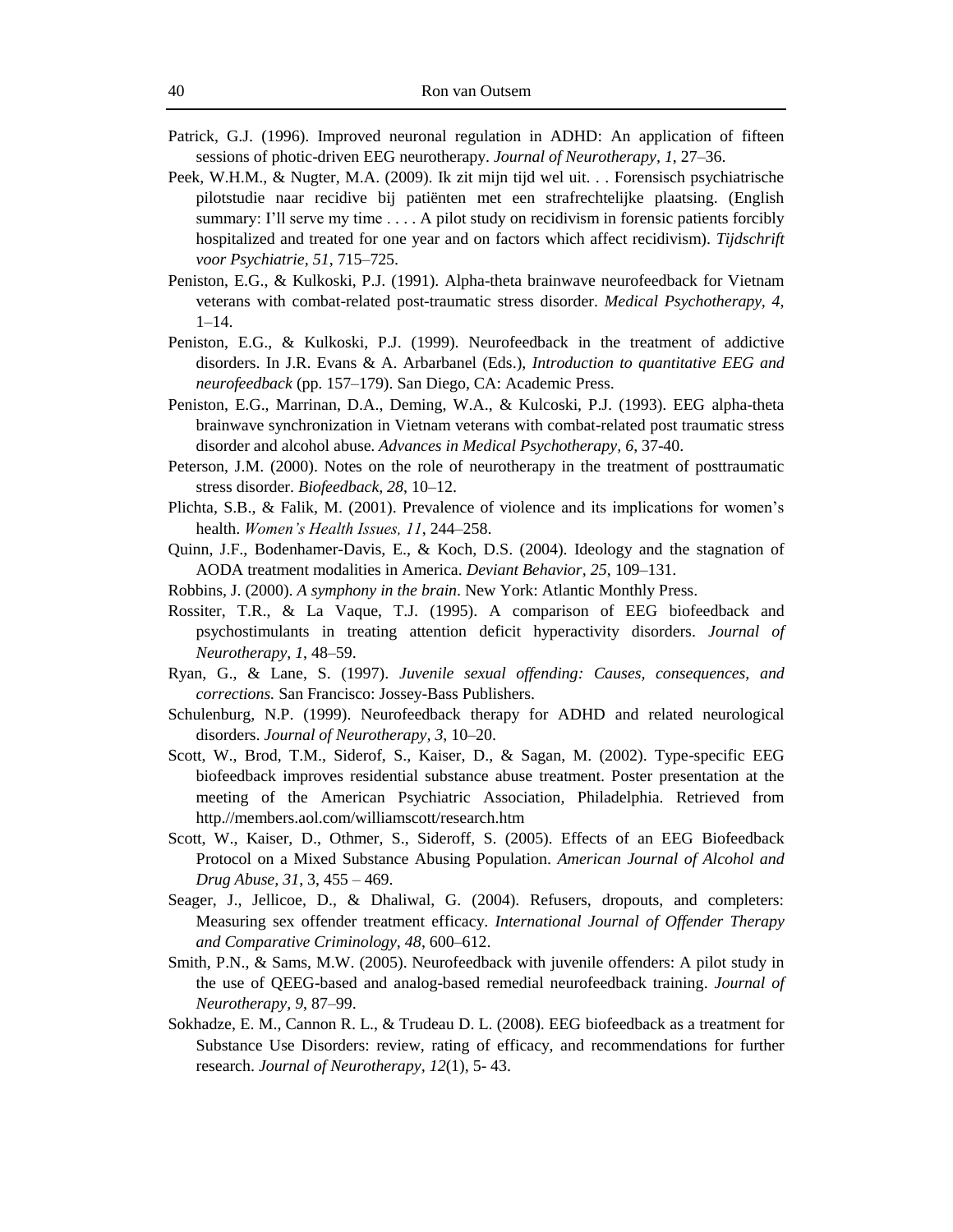Patrick, G.J. (1996). Improved neuronal regulation in ADHD: An application of fifteen sessions of photic-driven EEG neurotherapy. *Journal of Neurotherapy, 1*, 27–36.

Peek, W.H.M., & Nugter, M.A. (2009). Ik zit mijn tijd wel uit. . . Forensisch psychiatrische pilotstudie naar recidive bij patiënten met een strafrechtelijke plaatsing. (English summary: I'll serve my time . . . . A pilot study on recidivism in forensic patients forcibly hospitalized and treated for one year and on factors which affect recidivism). *Tijdschrift voor Psychiatrie, 51*, 715–725.

Peniston, E.G., & Kulkoski, P.J. (1991). Alpha-theta brainwave neurofeedback for Vietnam veterans with combat-related post-traumatic stress disorder. *Medical Psychotherapy, 4*, 1–14.

Peniston, E.G., & Kulkoski, P.J. (1999). Neurofeedback in the treatment of addictive disorders. In J.R. Evans & A. Arbarbanel (Eds.), *Introduction to quantitative EEG and neurofeedback* (pp. 157–179). San Diego, CA: Academic Press.

Peniston, E.G., Marrinan, D.A., Deming, W.A., & Kulcoski, P.J. (1993). EEG alpha-theta brainwave synchronization in Vietnam veterans with combat-related post traumatic stress disorder and alcohol abuse. *Advances in Medical Psychotherapy, 6*, 37-40.

Peterson, J.M. (2000). Notes on the role of neurotherapy in the treatment of posttraumatic stress disorder. *Biofeedback, 28*, 10–12.

Plichta, S.B., & Falik, M. (2001). Prevalence of violence and its implications for women's health. *Women's Health Issues, 11*, 244–258.

Quinn, J.F., Bodenhamer-Davis, E., & Koch, D.S. (2004). Ideology and the stagnation of AODA treatment modalities in America. *Deviant Behavior, 25*, 109–131.

Robbins, J. (2000). *A symphony in the brain*. New York: Atlantic Monthly Press.

Rossiter, T.R., & La Vaque, T.J. (1995). A comparison of EEG biofeedback and psychostimulants in treating attention deficit hyperactivity disorders. *Journal of Neurotherapy, 1*, 48–59.

Ryan, G., & Lane, S. (1997). *Juvenile sexual offending: Causes, consequences, and corrections.* San Francisco: Jossey-Bass Publishers.

Schulenburg, N.P. (1999). Neurofeedback therapy for ADHD and related neurological disorders. *Journal of Neurotherapy, 3*, 10–20.

Scott, W., Brod, T.M., Siderof, S., Kaiser, D., & Sagan, M. (2002). Type-specific EEG biofeedback improves residential substance abuse treatment. Poster presentation at the meeting of the American Psychiatric Association, Philadelphia. Retrieved from http.//members.aol.com/williamscott/research.htm

Scott, W., Kaiser, D., Othmer, S., Sideroff, S. (2005). Effects of an EEG Biofeedback Protocol on a Mixed Substance Abusing Population. *American Journal of Alcohol and Drug Abuse, 31*, 3, 455 – 469.

Seager, J., Jellicoe, D., & Dhaliwal, G. (2004). Refusers, dropouts, and completers: Measuring sex offender treatment efficacy. *International Journal of Offender Therapy and Comparative Criminology, 48*, 600–612.

Smith, P.N., & Sams, M.W. (2005). Neurofeedback with juvenile offenders: A pilot study in the use of QEEG-based and analog-based remedial neurofeedback training. *Journal of Neurotherapy, 9*, 87–99.

Sokhadze, E. M., Cannon R. L., & Trudeau D. L. (2008). EEG biofeedback as a treatment for Substance Use Disorders: review, rating of efficacy, and recommendations for further research. *Journal of Neurotherapy*, *12*(1), 5- 43.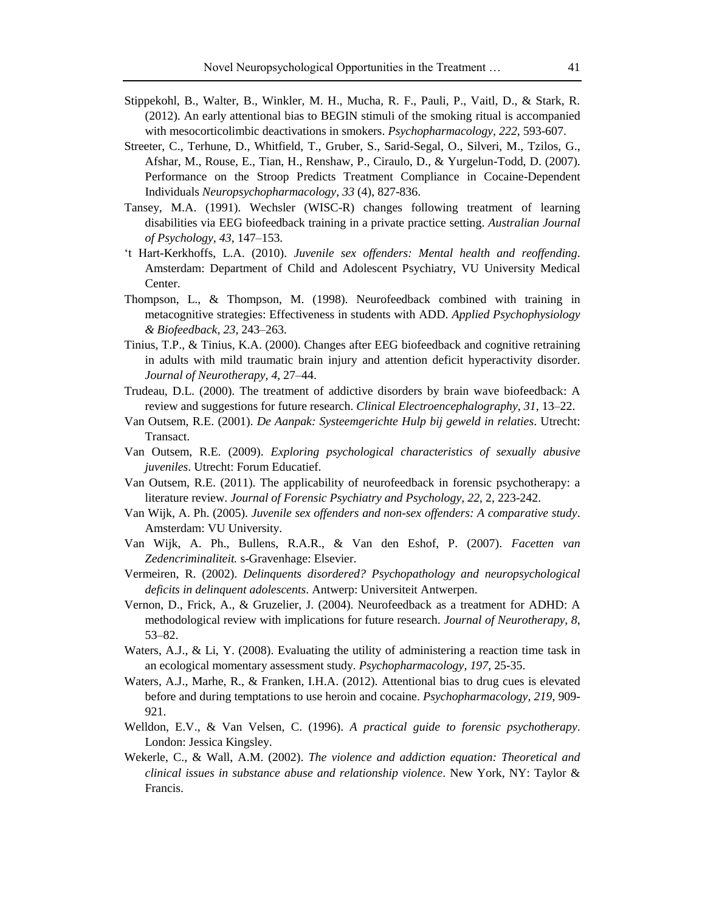Stippekohl, B., Walter, B., Winkler, M. H., Mucha, R. F., Pauli, P., Vaitl, D., & Stark, R. (2012). An early attentional bias to BEGIN stimuli of the smoking ritual is accompanied with mesocorticolimbic deactivations in smokers. *Psychopharmacology, 222*, 593-607.

Streeter, C., Terhune, D., Whitfield, T., Gruber, S., Sarid-Segal, O., Silveri, M., Tzilos, G., Afshar, M., Rouse, E., Tian, H., Renshaw, P., Ciraulo, D., & Yurgelun-Todd, D. (2007). Performance on the Stroop Predicts Treatment Compliance in Cocaine-Dependent Individuals *Neuropsychopharmacology, 33* (4), 827-836.

Tansey, M.A. (1991). Wechsler (WISC-R) changes following treatment of learning disabilities via EEG biofeedback training in a private practice setting. *Australian Journal of Psychology, 43*, 147–153.

't Hart-Kerkhoffs, L.A. (2010). *Juvenile sex offenders: Mental health and reoffending*. Amsterdam: Department of Child and Adolescent Psychiatry, VU University Medical Center.

Thompson, L., & Thompson, M. (1998). Neurofeedback combined with training in metacognitive strategies: Effectiveness in students with ADD. *Applied Psychophysiology & Biofeedback, 23*, 243–263.

Tinius, T.P., & Tinius, K.A. (2000). Changes after EEG biofeedback and cognitive retraining in adults with mild traumatic brain injury and attention deficit hyperactivity disorder. *Journal of Neurotherapy, 4*, 27–44.

Trudeau, D.L. (2000). The treatment of addictive disorders by brain wave biofeedback: A review and suggestions for future research. *Clinical Electroencephalography, 31*, 13–22.

Van Outsem, R.E. (2001). *De Aanpak: Systeemgerichte Hulp bij geweld in relaties*. Utrecht: Transact.

Van Outsem, R.E. (2009). *Exploring psychological characteristics of sexually abusive juveniles*. Utrecht: Forum Educatief.

Van Outsem, R.E. (2011). The applicability of neurofeedback in forensic psychotherapy: a literature review. *Journal of Forensic Psychiatry and Psychology, 22*, 2, 223-242.

Van Wijk, A. Ph. (2005). *Juvenile sex offenders and non-sex offenders: A comparative study*. Amsterdam: VU University.

Van Wijk, A. Ph., Bullens, R.A.R., & Van den Eshof, P. (2007). *Facetten van Zedencriminaliteit.* s-Gravenhage: Elsevier.

Vermeiren, R. (2002). *Delinquents disordered? Psychopathology and neuropsychological deficits in delinquent adolescents*. Antwerp: Universiteit Antwerpen.

Vernon, D., Frick, A., & Gruzelier, J. (2004). Neurofeedback as a treatment for ADHD: A methodological review with implications for future research. *Journal of Neurotherapy, 8*, 53–82.

Waters, A.J., & Li, Y. (2008). Evaluating the utility of administering a reaction time task in an ecological momentary assessment study. *Psychopharmacology, 197*, 25-35.

Waters, A.J., Marhe, R., & Franken, I.H.A. (2012). Attentional bias to drug cues is elevated before and during temptations to use heroin and cocaine. *Psychopharmacology, 219*, 909-921.

Welldon, E.V., & Van Velsen, C. (1996). *A practical guide to forensic psychotherapy*. London: Jessica Kingsley.

Wekerle, C., & Wall, A.M. (2002). *The violence and addiction equation: Theoretical and clinical issues in substance abuse and relationship violence*. New York, NY: Taylor & Francis.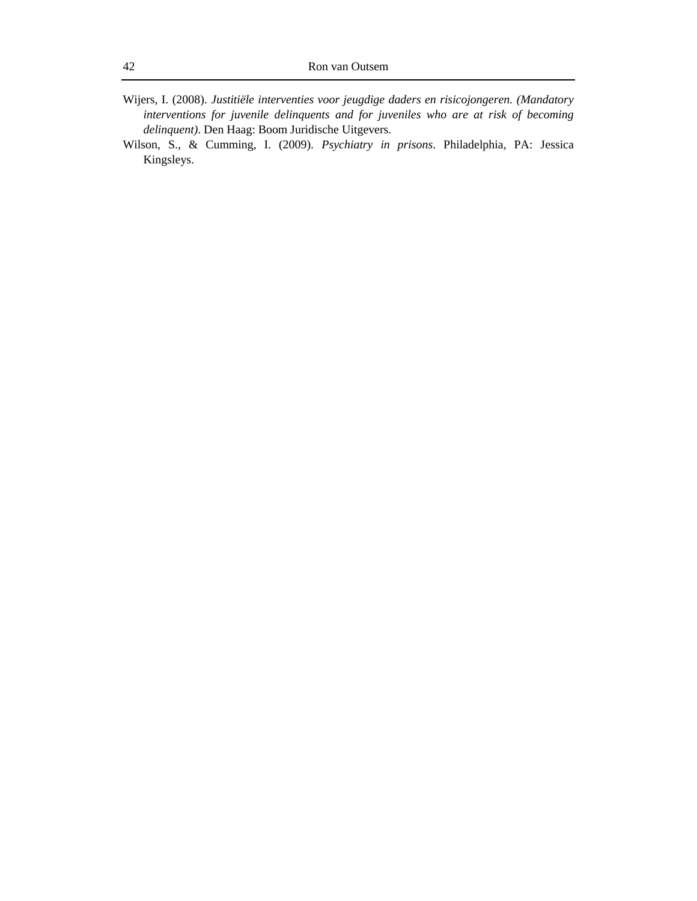Wijers, I. (2008). *Justitiële interventies voor jeugdige daders en risicojongeren. (Mandatory interventions for juvenile delinquents and for juveniles who are at risk of becoming delinquent)*. Den Haag: Boom Juridische Uitgevers.

Wilson, S., & Cumming, I. (2009). *Psychiatry in prisons*. Philadelphia, PA: Jessica Kingsleys.